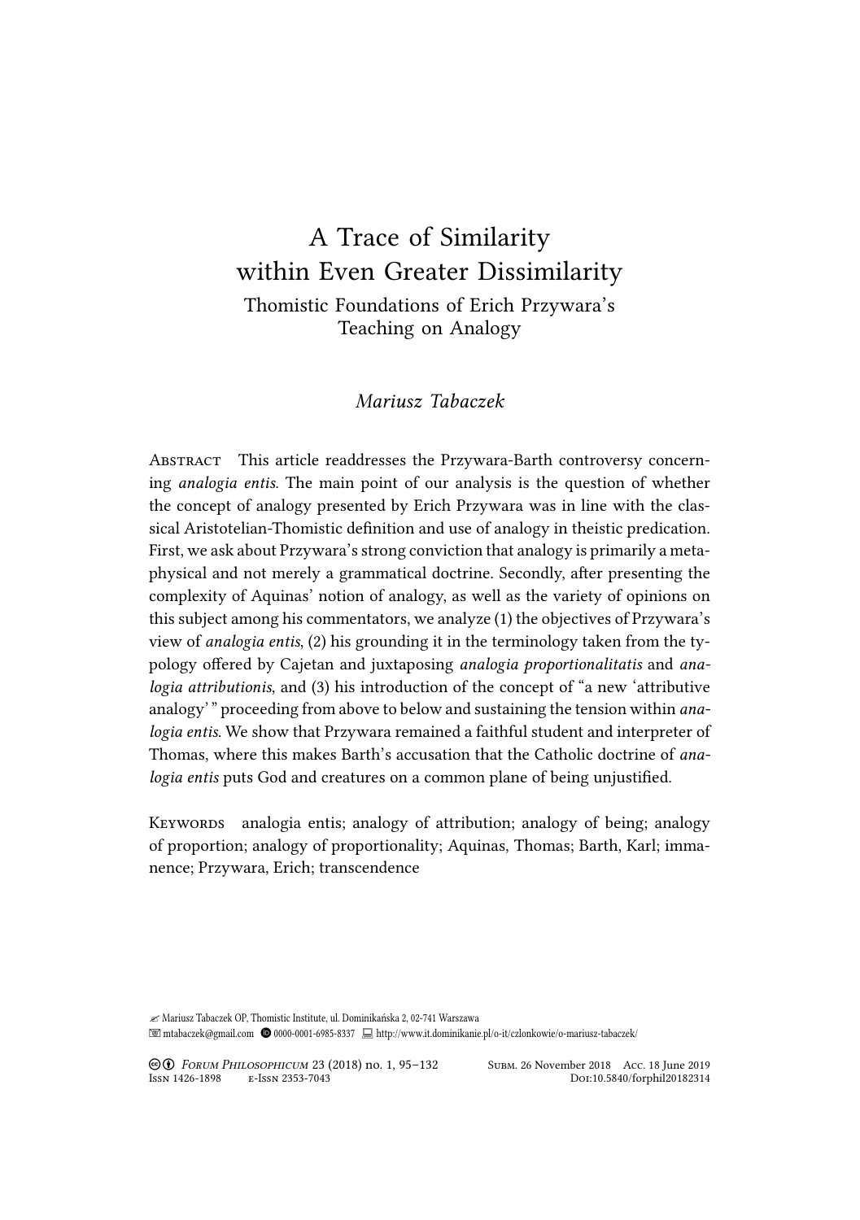# A Trace of Similarity within Even Greater Dissimilarity

## Thomistic Foundations of Erich Przywara's Teaching on Analogy

*Mariusz Tabaczek*

Abstract  This article readdresses the Przywara-Barth controversy concerning *analogia entis*. The main point of our analysis is the question of whether the concept of analogy presented by Erich Przywara was in line with the classical Aristotelian-Thomistic definition and use of analogy in theistic predication. First, we ask about Przywara's strong conviction that analogy is primarily a metaphysical and not merely a grammatical doctrine. Secondly, after presenting the complexity of Aquinas' notion of analogy, as well as the variety of opinions on this subject among his commentators, we analyze (1) the objectives of Przywara's view of *analogia entis*, (2) his grounding it in the terminology taken from the typology offered by Cajetan and juxtaposing *analogia proportionalitatis* and *analogia attributionis*, and (3) his introduction of the concept of "a new 'attributive analogy'" proceeding from above to below and sustaining the tension within *analogia entis*. We show that Przywara remained a faithful student and interpreter of Thomas, where this makes Barth's accusation that the Catholic doctrine of *analogia entis* puts God and creatures on a common plane of being unjustified.

Keywords  analogia entis; analogy of attribution; analogy of being; analogy of proportion; analogy of proportionality; Aquinas, Thomas; Barth, Karl; immanence; Przywara, Erich; transcendence

Mariusz Tabaczek OP, Thomistic Institute, ul. Dominikańska 2, 02-741 Warszawa
mtabaczek@gmail.com  0000-0001-6985-8337  http://www.it.dominikanie.pl/o-it/czlonkowie/o-mariusz-tabaczek/

Forum Philosophicum 23 (2018) no. 1, 95–132  Subm. 26 November 2018  Acc. 18 June 2019
Issn 1426-1898  e-Issn 2353-7043  Doi:10.5840/forphil20182314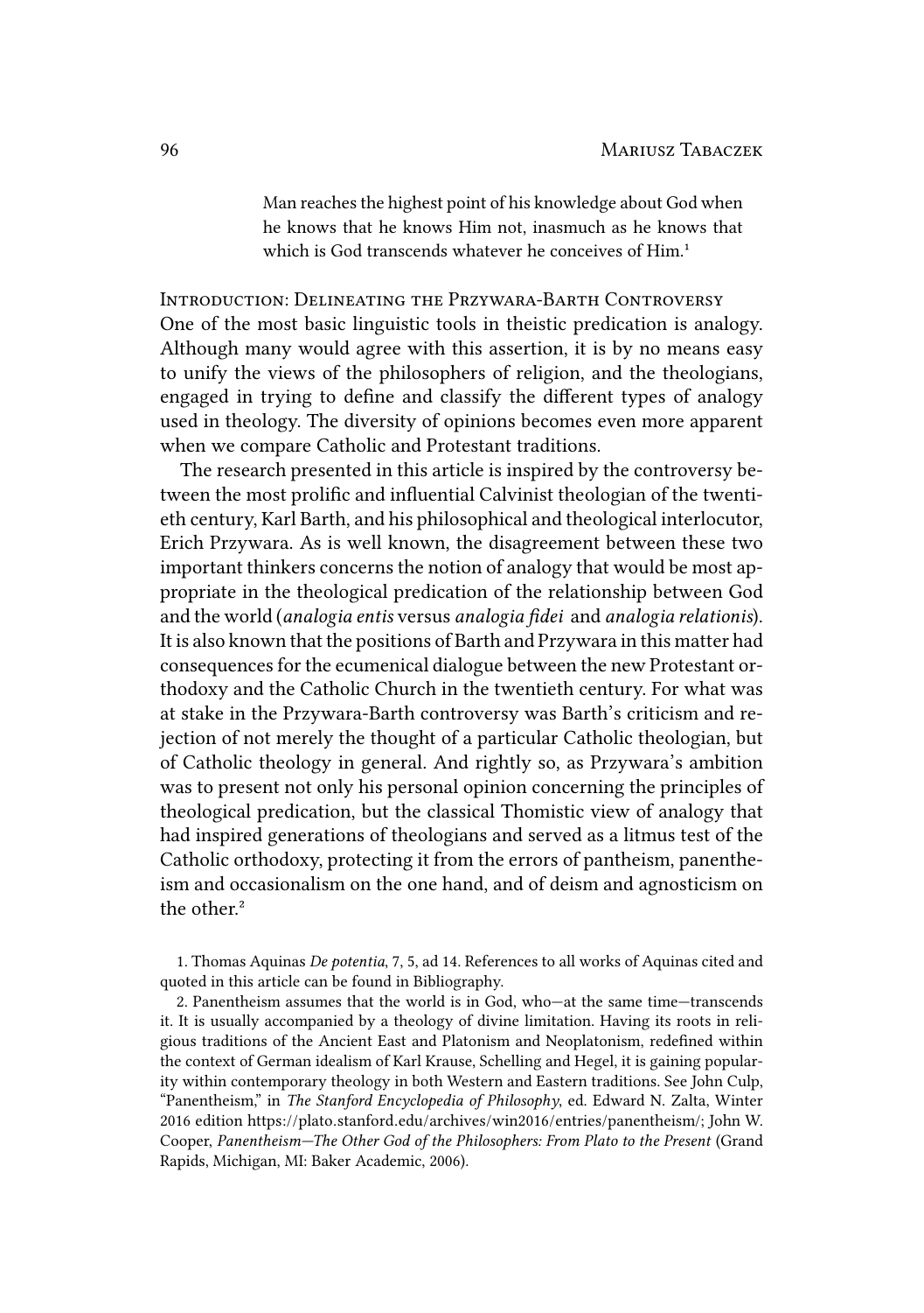> Man reaches the highest point of his knowledge about God when he knows that he knows Him not, inasmuch as he knows that which is God transcends whatever he conceives of Him.[1]

## Introduction: Delineating the Przywara-Barth Controversy

One of the most basic linguistic tools in theistic predication is analogy. Although many would agree with this assertion, it is by no means easy to unify the views of the philosophers of religion, and the theologians, engaged in trying to define and classify the different types of analogy used in theology. The diversity of opinions becomes even more apparent when we compare Catholic and Protestant traditions.

The research presented in this article is inspired by the controversy between the most prolific and influential Calvinist theologian of the twentieth century, Karl Barth, and his philosophical and theological interlocutor, Erich Przywara. As is well known, the disagreement between these two important thinkers concerns the notion of analogy that would be most appropriate in the theological predication of the relationship between God and the world (*analogia entis* versus *analogia fidei* and *analogia relationis*). It is also known that the positions of Barth and Przywara in this matter had consequences for the ecumenical dialogue between the new Protestant orthodoxy and the Catholic Church in the twentieth century. For what was at stake in the Przywara-Barth controversy was Barth's criticism and rejection of not merely the thought of a particular Catholic theologian, but of Catholic theology in general. And rightly so, as Przywara's ambition was to present not only his personal opinion concerning the principles of theological predication, but the classical Thomistic view of analogy that had inspired generations of theologians and served as a litmus test of the Catholic orthodoxy, protecting it from the errors of pantheism, panentheism and occasionalism on the one hand, and of deism and agnosticism on the other.[2]

1. Thomas Aquinas *De potentia*, 7, 5, ad 14. References to all works of Aquinas cited and quoted in this article can be found in Bibliography.

2. Panentheism assumes that the world is in God, who—at the same time—transcends it. It is usually accompanied by a theology of divine limitation. Having its roots in religious traditions of the Ancient East and Platonism and Neoplatonism, redefined within the context of German idealism of Karl Krause, Schelling and Hegel, it is gaining popularity within contemporary theology in both Western and Eastern traditions. See John Culp, "Panentheism," in *The Stanford Encyclopedia of Philosophy*, ed. Edward N. Zalta, Winter 2016 edition https://plato.stanford.edu/archives/win2016/entries/panentheism/; John W. Cooper, *Panentheism—The Other God of the Philosophers: From Plato to the Present* (Grand Rapids, Michigan, MI: Baker Academic, 2006).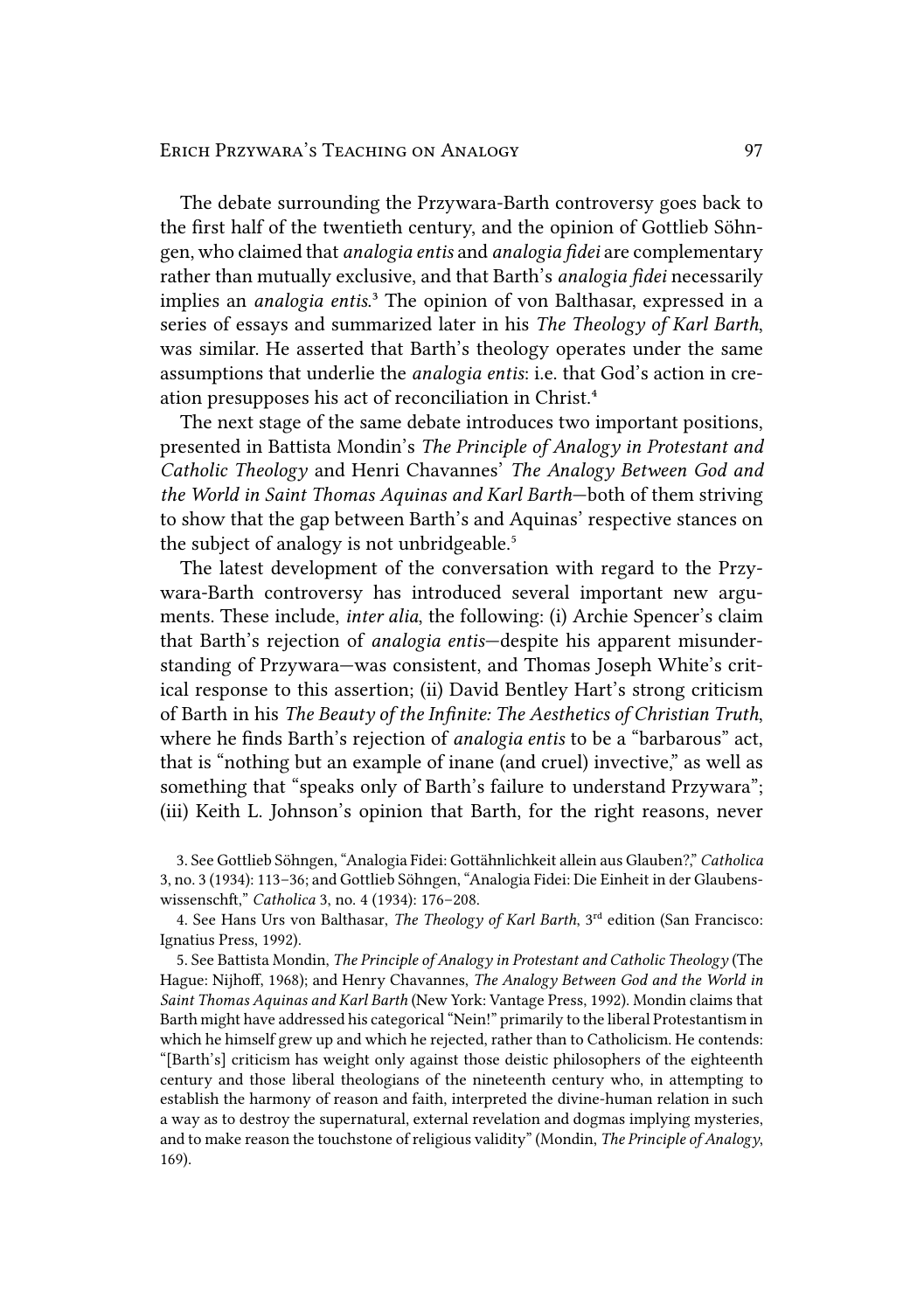The debate surrounding the Przywara-Barth controversy goes back to the first half of the twentieth century, and the opinion of Gottlieb Söhngen, who claimed that *analogia entis* and *analogia fidei* are complementary rather than mutually exclusive, and that Barth's *analogia fidei* necessarily implies an *analogia entis*.[3] The opinion of von Balthasar, expressed in a series of essays and summarized later in his *The Theology of Karl Barth*, was similar. He asserted that Barth's theology operates under the same assumptions that underlie the *analogia entis*: i.e. that God's action in creation presupposes his act of reconciliation in Christ.[4]

The next stage of the same debate introduces two important positions, presented in Battista Mondin's *The Principle of Analogy in Protestant and Catholic Theology* and Henri Chavannes' *The Analogy Between God and the World in Saint Thomas Aquinas and Karl Barth*—both of them striving to show that the gap between Barth's and Aquinas' respective stances on the subject of analogy is not unbridgeable.[5]

The latest development of the conversation with regard to the Przywara-Barth controversy has introduced several important new arguments. These include, *inter alia*, the following: (i) Archie Spencer's claim that Barth's rejection of *analogia entis*—despite his apparent misunderstanding of Przywara—was consistent, and Thomas Joseph White's critical response to this assertion; (ii) David Bentley Hart's strong criticism of Barth in his *The Beauty of the Infinite: The Aesthetics of Christian Truth*, where he finds Barth's rejection of *analogia entis* to be a "barbarous" act, that is "nothing but an example of inane (and cruel) invective," as well as something that "speaks only of Barth's failure to understand Przywara"; (iii) Keith L. Johnson's opinion that Barth, for the right reasons, never

3. See Gottlieb Söhngen, "Analogia Fidei: Gottähnlichkeit allein aus Glauben?," *Catholica* 3, no. 3 (1934): 113–36; and Gottlieb Söhngen, "Analogia Fidei: Die Einheit in der Glaubenswissenschft," *Catholica* 3, no. 4 (1934): 176–208.

4. See Hans Urs von Balthasar, *The Theology of Karl Barth*, 3rd edition (San Francisco: Ignatius Press, 1992).

5. See Battista Mondin, *The Principle of Analogy in Protestant and Catholic Theology* (The Hague: Nijhoff, 1968); and Henry Chavannes, *The Analogy Between God and the World in Saint Thomas Aquinas and Karl Barth* (New York: Vantage Press, 1992). Mondin claims that Barth might have addressed his categorical "Nein!" primarily to the liberal Protestantism in which he himself grew up and which he rejected, rather than to Catholicism. He contends: "[Barth's] criticism has weight only against those deistic philosophers of the eighteenth century and those liberal theologians of the nineteenth century who, in attempting to establish the harmony of reason and faith, interpreted the divine-human relation in such a way as to destroy the supernatural, external revelation and dogmas implying mysteries, and to make reason the touchstone of religious validity" (Mondin, *The Principle of Analogy*, 169).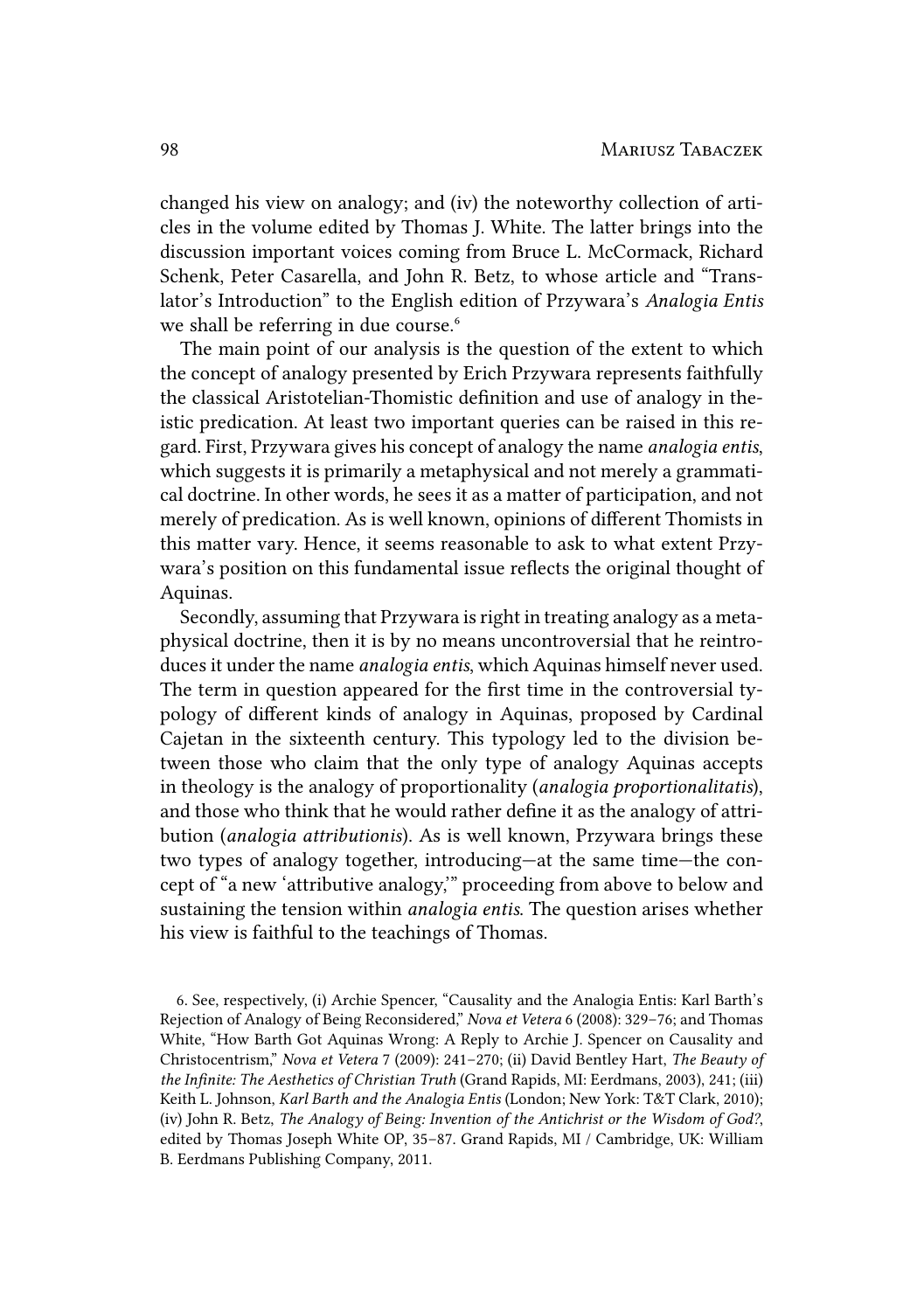changed his view on analogy; and (iv) the noteworthy collection of articles in the volume edited by Thomas J. White. The latter brings into the discussion important voices coming from Bruce L. McCormack, Richard Schenk, Peter Casarella, and John R. Betz, to whose article and "Translator's Introduction" to the English edition of Przywara's *Analogia Entis* we shall be referring in due course.[6]

The main point of our analysis is the question of the extent to which the concept of analogy presented by Erich Przywara represents faithfully the classical Aristotelian-Thomistic definition and use of analogy in theistic predication. At least two important queries can be raised in this regard. First, Przywara gives his concept of analogy the name *analogia entis*, which suggests it is primarily a metaphysical and not merely a grammatical doctrine. In other words, he sees it as a matter of participation, and not merely of predication. As is well known, opinions of different Thomists in this matter vary. Hence, it seems reasonable to ask to what extent Przywara's position on this fundamental issue reflects the original thought of Aquinas.

Secondly, assuming that Przywara is right in treating analogy as a metaphysical doctrine, then it is by no means uncontroversial that he reintroduces it under the name *analogia entis*, which Aquinas himself never used. The term in question appeared for the first time in the controversial typology of different kinds of analogy in Aquinas, proposed by Cardinal Cajetan in the sixteenth century. This typology led to the division between those who claim that the only type of analogy Aquinas accepts in theology is the analogy of proportionality (*analogia proportionalitatis*), and those who think that he would rather define it as the analogy of attribution (*analogia attributionis*). As is well known, Przywara brings these two types of analogy together, introducing—at the same time—the concept of "a new 'attributive analogy,'" proceeding from above to below and sustaining the tension within *analogia entis*. The question arises whether his view is faithful to the teachings of Thomas.

6. See, respectively, (i) Archie Spencer, "Causality and the Analogia Entis: Karl Barth's Rejection of Analogy of Being Reconsidered," *Nova et Vetera* 6 (2008): 329–76; and Thomas White, "How Barth Got Aquinas Wrong: A Reply to Archie J. Spencer on Causality and Christocentrism," *Nova et Vetera* 7 (2009): 241–270; (ii) David Bentley Hart, *The Beauty of the Infinite: The Aesthetics of Christian Truth* (Grand Rapids, MI: Eerdmans, 2003), 241; (iii) Keith L. Johnson, *Karl Barth and the Analogia Entis* (London; New York: T&T Clark, 2010); (iv) John R. Betz, *The Analogy of Being: Invention of the Antichrist or the Wisdom of God?*, edited by Thomas Joseph White OP, 35–87. Grand Rapids, MI / Cambridge, UK: William B. Eerdmans Publishing Company, 2011.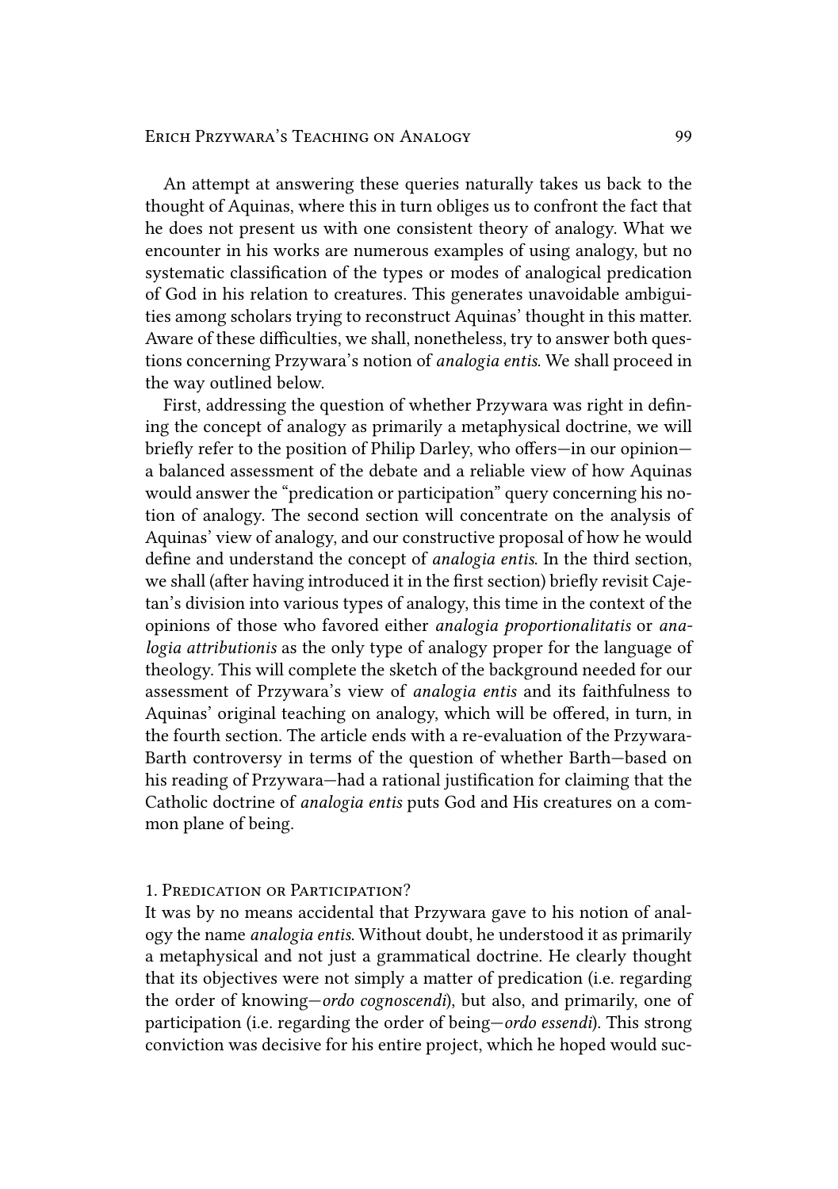An attempt at answering these queries naturally takes us back to the thought of Aquinas, where this in turn obliges us to confront the fact that he does not present us with one consistent theory of analogy. What we encounter in his works are numerous examples of using analogy, but no systematic classification of the types or modes of analogical predication of God in his relation to creatures. This generates unavoidable ambiguities among scholars trying to reconstruct Aquinas' thought in this matter. Aware of these difficulties, we shall, nonetheless, try to answer both questions concerning Przywara's notion of *analogia entis*. We shall proceed in the way outlined below.

First, addressing the question of whether Przywara was right in defining the concept of analogy as primarily a metaphysical doctrine, we will briefly refer to the position of Philip Darley, who offers—in our opinion—a balanced assessment of the debate and a reliable view of how Aquinas would answer the "predication or participation" query concerning his notion of analogy. The second section will concentrate on the analysis of Aquinas' view of analogy, and our constructive proposal of how he would define and understand the concept of *analogia entis*. In the third section, we shall (after having introduced it in the first section) briefly revisit Cajetan's division into various types of analogy, this time in the context of the opinions of those who favored either *analogia proportionalitatis* or *analogia attributionis* as the only type of analogy proper for the language of theology. This will complete the sketch of the background needed for our assessment of Przywara's view of *analogia entis* and its faithfulness to Aquinas' original teaching on analogy, which will be offered, in turn, in the fourth section. The article ends with a re-evaluation of the Przywara-Barth controversy in terms of the question of whether Barth—based on his reading of Przywara—had a rational justification for claiming that the Catholic doctrine of *analogia entis* puts God and His creatures on a common plane of being.

## 1. Predication or Participation?

It was by no means accidental that Przywara gave to his notion of analogy the name *analogia entis*. Without doubt, he understood it as primarily a metaphysical and not just a grammatical doctrine. He clearly thought that its objectives were not simply a matter of predication (i.e. regarding the order of knowing—*ordo cognoscendi*), but also, and primarily, one of participation (i.e. regarding the order of being—*ordo essendi*). This strong conviction was decisive for his entire project, which he hoped would suc-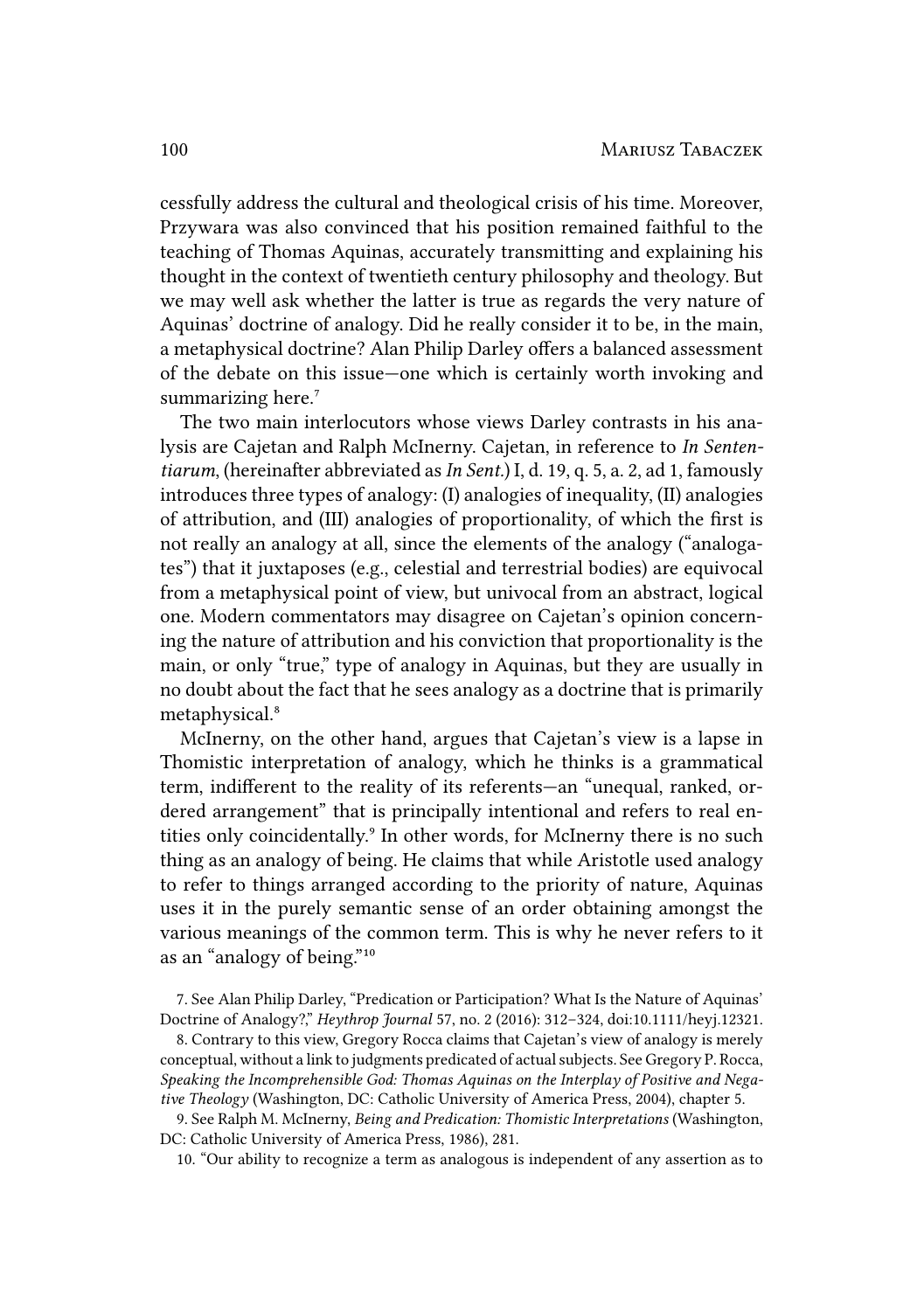cessfully address the cultural and theological crisis of his time. Moreover, Przywara was also convinced that his position remained faithful to the teaching of Thomas Aquinas, accurately transmitting and explaining his thought in the context of twentieth century philosophy and theology. But we may well ask whether the latter is true as regards the very nature of Aquinas' doctrine of analogy. Did he really consider it to be, in the main, a metaphysical doctrine? Alan Philip Darley offers a balanced assessment of the debate on this issue—one which is certainly worth invoking and summarizing here.[7]

The two main interlocutors whose views Darley contrasts in his analysis are Cajetan and Ralph McInerny. Cajetan, in reference to *In Sententiarum*, (hereinafter abbreviated as *In Sent.*) I, d. 19, q. 5, a. 2, ad 1, famously introduces three types of analogy: (I) analogies of inequality, (II) analogies of attribution, and (III) analogies of proportionality, of which the first is not really an analogy at all, since the elements of the analogy ("analogates") that it juxtaposes (e.g., celestial and terrestrial bodies) are equivocal from a metaphysical point of view, but univocal from an abstract, logical one. Modern commentators may disagree on Cajetan's opinion concerning the nature of attribution and his conviction that proportionality is the main, or only "true," type of analogy in Aquinas, but they are usually in no doubt about the fact that he sees analogy as a doctrine that is primarily metaphysical.[8]

McInerny, on the other hand, argues that Cajetan's view is a lapse in Thomistic interpretation of analogy, which he thinks is a grammatical term, indifferent to the reality of its referents—an "unequal, ranked, ordered arrangement" that is principally intentional and refers to real entities only coincidentally.[9] In other words, for McInerny there is no such thing as an analogy of being. He claims that while Aristotle used analogy to refer to things arranged according to the priority of nature, Aquinas uses it in the purely semantic sense of an order obtaining amongst the various meanings of the common term. This is why he never refers to it as an "analogy of being."[10]

7. See Alan Philip Darley, "Predication or Participation? What Is the Nature of Aquinas' Doctrine of Analogy?," *Heythrop Journal* 57, no. 2 (2016): 312–324, doi:10.1111/heyj.12321.

8. Contrary to this view, Gregory Rocca claims that Cajetan's view of analogy is merely conceptual, without a link to judgments predicated of actual subjects. See Gregory P. Rocca, *Speaking the Incomprehensible God: Thomas Aquinas on the Interplay of Positive and Negative Theology* (Washington, DC: Catholic University of America Press, 2004), chapter 5.

9. See Ralph M. McInerny, *Being and Predication: Thomistic Interpretations* (Washington, DC: Catholic University of America Press, 1986), 281.

10. "Our ability to recognize a term as analogous is independent of any assertion as to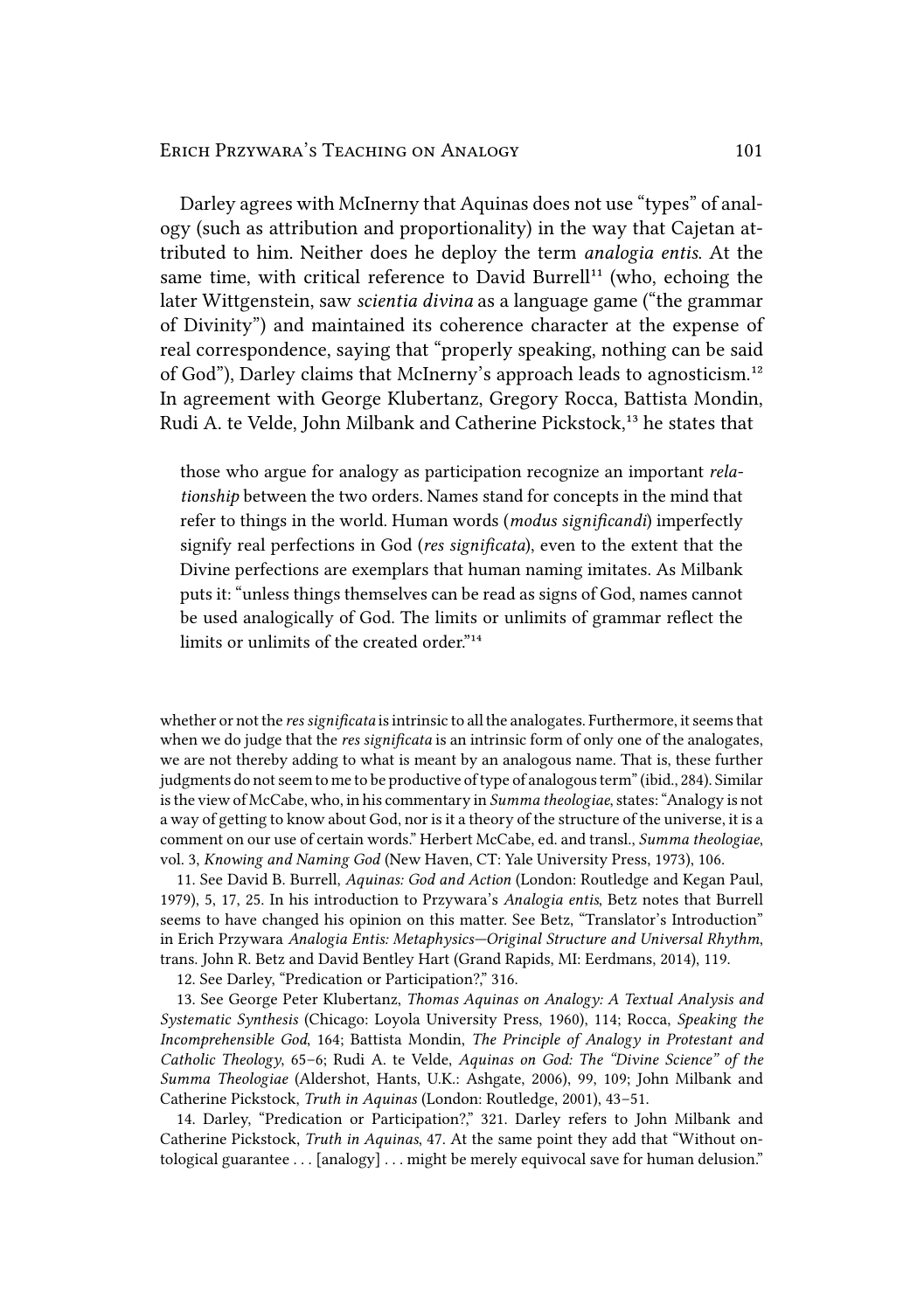Darley agrees with McInerny that Aquinas does not use "types" of analogy (such as attribution and proportionality) in the way that Cajetan attributed to him. Neither does he deploy the term *analogia entis*. At the same time, with critical reference to David Burrell[11] (who, echoing the later Wittgenstein, saw *scientia divina* as a language game ("the grammar of Divinity") and maintained its coherence character at the expense of real correspondence, saying that "properly speaking, nothing can be said of God"), Darley claims that McInerny's approach leads to agnosticism.[12] In agreement with George Klubertanz, Gregory Rocca, Battista Mondin, Rudi A. te Velde, John Milbank and Catherine Pickstock,[13] he states that

> those who argue for analogy as participation recognize an important *relationship* between the two orders. Names stand for concepts in the mind that refer to things in the world. Human words (*modus significandi*) imperfectly signify real perfections in God (*res significata*), even to the extent that the Divine perfections are exemplars that human naming imitates. As Milbank puts it: "unless things themselves can be read as signs of God, names cannot be used analogically of God. The limits or unlimits of grammar reflect the limits or unlimits of the created order."[14]

whether or not the *res significata* is intrinsic to all the analogates. Furthermore, it seems that when we do judge that the *res significata* is an intrinsic form of only one of the analogates, we are not thereby adding to what is meant by an analogous name. That is, these further judgments do not seem to me to be productive of type of analogous term" (ibid., 284). Similar is the view of McCabe, who, in his commentary in *Summa theologiae*, states: "Analogy is not a way of getting to know about God, nor is it a theory of the structure of the universe, it is a comment on our use of certain words." Herbert McCabe, ed. and transl., *Summa theologiae*, vol. 3, *Knowing and Naming God* (New Haven, CT: Yale University Press, 1973), 106.

11. See David B. Burrell, *Aquinas: God and Action* (London: Routledge and Kegan Paul, 1979), 5, 17, 25. In his introduction to Przywara's *Analogia entis*, Betz notes that Burrell seems to have changed his opinion on this matter. See Betz, "Translator's Introduction" in Erich Przywara *Analogia Entis: Metaphysics—Original Structure and Universal Rhythm*, trans. John R. Betz and David Bentley Hart (Grand Rapids, MI: Eerdmans, 2014), 119.

12. See Darley, "Predication or Participation?," 316.

13. See George Peter Klubertanz, *Thomas Aquinas on Analogy: A Textual Analysis and Systematic Synthesis* (Chicago: Loyola University Press, 1960), 114; Rocca, *Speaking the Incomprehensible God*, 164; Battista Mondin, *The Principle of Analogy in Protestant and Catholic Theology*, 65–6; Rudi A. te Velde, *Aquinas on God: The "Divine Science" of the Summa Theologiae* (Aldershot, Hants, U.K.: Ashgate, 2006), 99, 109; John Milbank and Catherine Pickstock, *Truth in Aquinas* (London: Routledge, 2001), 43–51.

14. Darley, "Predication or Participation?," 321. Darley refers to John Milbank and Catherine Pickstock, *Truth in Aquinas*, 47. At the same point they add that "Without ontological guarantee . . . [analogy] . . . might be merely equivocal save for human delusion."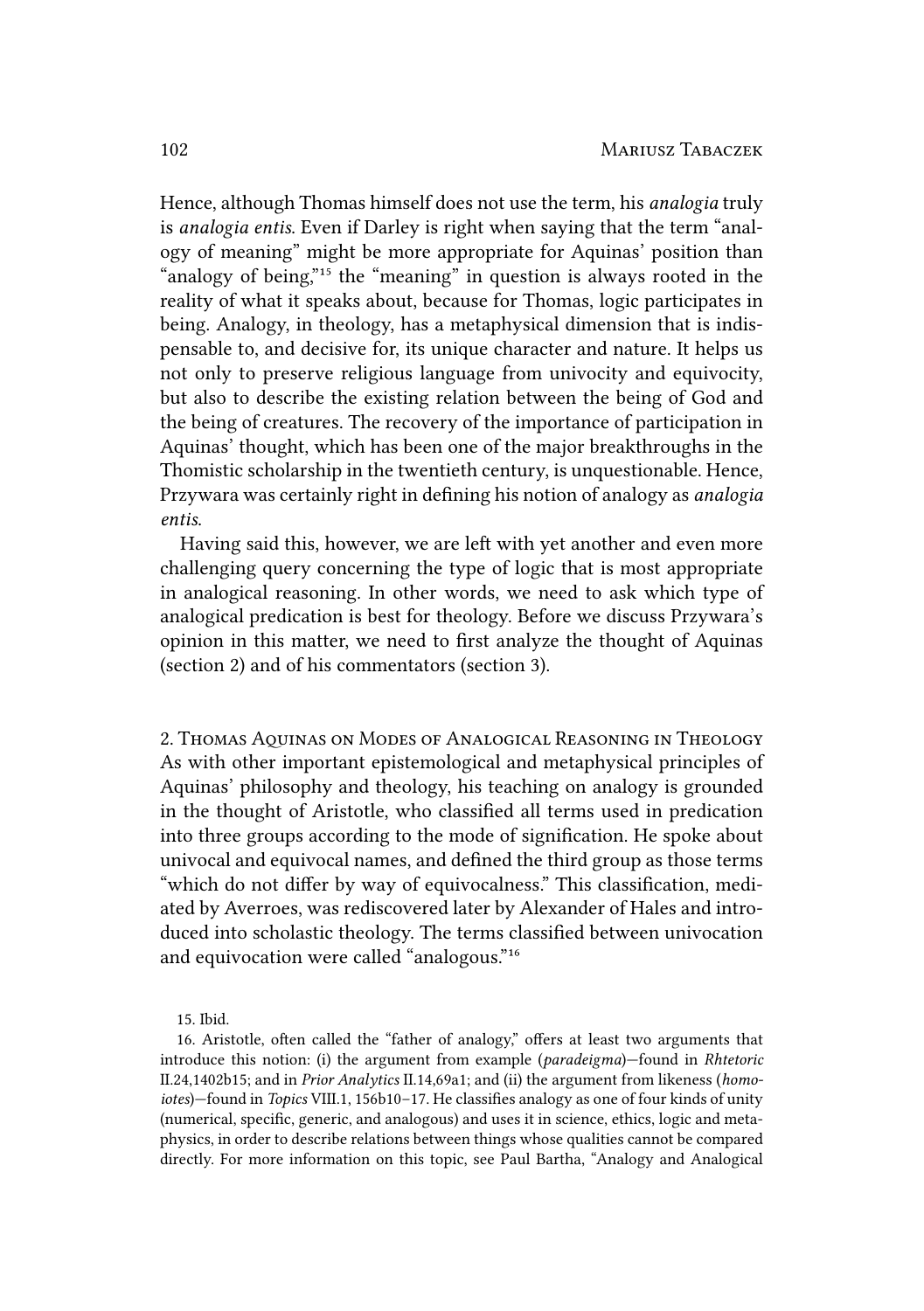Hence, although Thomas himself does not use the term, his *analogia* truly is *analogia entis*. Even if Darley is right when saying that the term "analogy of meaning" might be more appropriate for Aquinas' position than "analogy of being,"[15] the "meaning" in question is always rooted in the reality of what it speaks about, because for Thomas, logic participates in being. Analogy, in theology, has a metaphysical dimension that is indispensable to, and decisive for, its unique character and nature. It helps us not only to preserve religious language from univocity and equivocity, but also to describe the existing relation between the being of God and the being of creatures. The recovery of the importance of participation in Aquinas' thought, which has been one of the major breakthroughs in the Thomistic scholarship in the twentieth century, is unquestionable. Hence, Przywara was certainly right in defining his notion of analogy as *analogia entis*.

Having said this, however, we are left with yet another and even more challenging query concerning the type of logic that is most appropriate in analogical reasoning. In other words, we need to ask which type of analogical predication is best for theology. Before we discuss Przywara's opinion in this matter, we need to first analyze the thought of Aquinas (section 2) and of his commentators (section 3).

## 2. Thomas Aquinas on Modes of Analogical Reasoning in Theology

As with other important epistemological and metaphysical principles of Aquinas' philosophy and theology, his teaching on analogy is grounded in the thought of Aristotle, who classified all terms used in predication into three groups according to the mode of signification. He spoke about univocal and equivocal names, and defined the third group as those terms "which do not differ by way of equivocalness." This classification, mediated by Averroes, was rediscovered later by Alexander of Hales and introduced into scholastic theology. The terms classified between univocation and equivocation were called "analogous."[16]

15. Ibid.

16. Aristotle, often called the "father of analogy," offers at least two arguments that introduce this notion: (i) the argument from example (*paradeigma*)—found in *Rhtetoric* II.24,1402b15; and in *Prior Analytics* II.14,69a1; and (ii) the argument from likeness (*homoiotes*)—found in *Topics* VIII.1, 156b10–17. He classifies analogy as one of four kinds of unity (numerical, specific, generic, and analogous) and uses it in science, ethics, logic and metaphysics, in order to describe relations between things whose qualities cannot be compared directly. For more information on this topic, see Paul Bartha, "Analogy and Analogical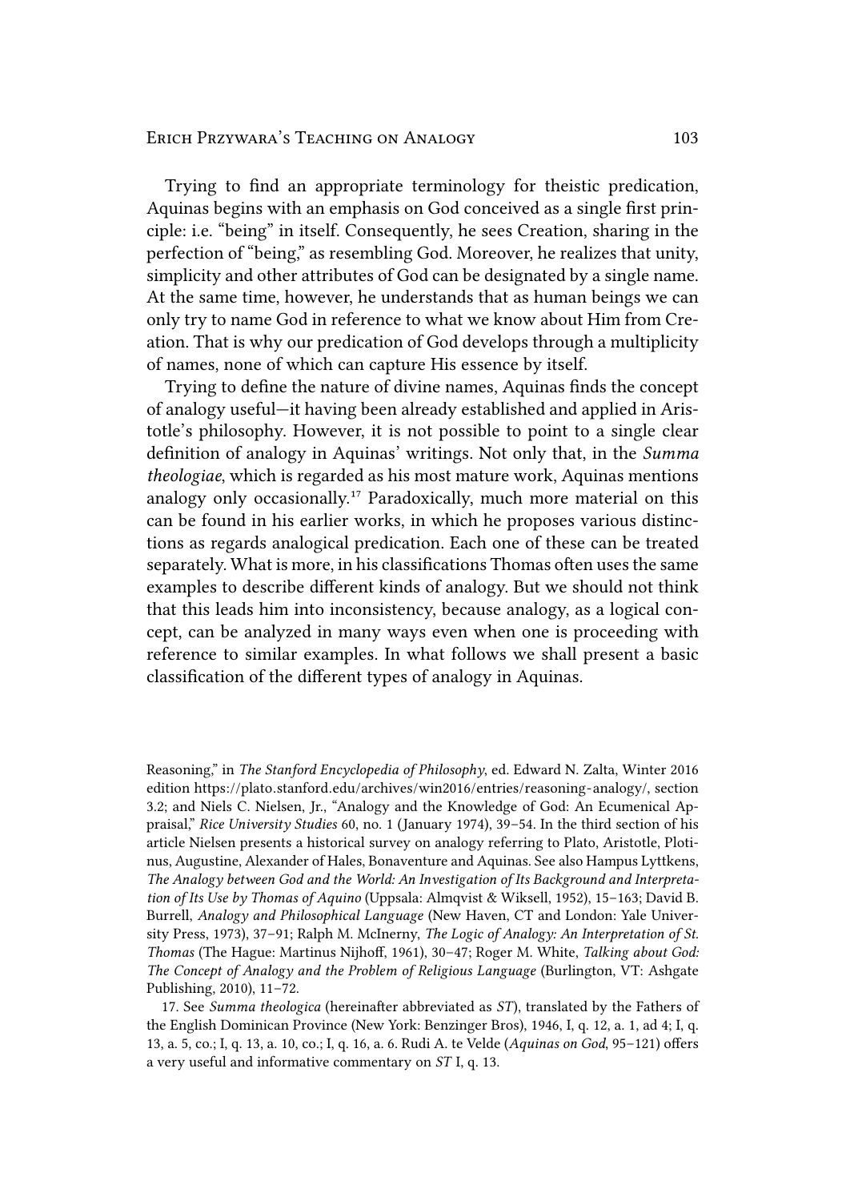Trying to find an appropriate terminology for theistic predication, Aquinas begins with an emphasis on God conceived as a single first principle: i.e. "being" in itself. Consequently, he sees Creation, sharing in the perfection of "being," as resembling God. Moreover, he realizes that unity, simplicity and other attributes of God can be designated by a single name. At the same time, however, he understands that as human beings we can only try to name God in reference to what we know about Him from Creation. That is why our predication of God develops through a multiplicity of names, none of which can capture His essence by itself.

Trying to define the nature of divine names, Aquinas finds the concept of analogy useful—it having been already established and applied in Aristotle's philosophy. However, it is not possible to point to a single clear definition of analogy in Aquinas' writings. Not only that, in the *Summa theologiae*, which is regarded as his most mature work, Aquinas mentions analogy only occasionally.[17] Paradoxically, much more material on this can be found in his earlier works, in which he proposes various distinctions as regards analogical predication. Each one of these can be treated separately. What is more, in his classifications Thomas often uses the same examples to describe different kinds of analogy. But we should not think that this leads him into inconsistency, because analogy, as a logical concept, can be analyzed in many ways even when one is proceeding with reference to similar examples. In what follows we shall present a basic classification of the different types of analogy in Aquinas.

Reasoning," in *The Stanford Encyclopedia of Philosophy*, ed. Edward N. Zalta, Winter 2016 edition https://plato.stanford.edu/archives/win2016/entries/reasoning-analogy/, section 3.2; and Niels C. Nielsen, Jr., "Analogy and the Knowledge of God: An Ecumenical Appraisal," *Rice University Studies* 60, no. 1 (January 1974), 39–54. In the third section of his article Nielsen presents a historical survey on analogy referring to Plato, Aristotle, Plotinus, Augustine, Alexander of Hales, Bonaventure and Aquinas. See also Hampus Lyttkens, *The Analogy between God and the World: An Investigation of Its Background and Interpretation of Its Use by Thomas of Aquino* (Uppsala: Almqvist & Wiksell, 1952), 15–163; David B. Burrell, *Analogy and Philosophical Language* (New Haven, CT and London: Yale University Press, 1973), 37–91; Ralph M. McInerny, *The Logic of Analogy: An Interpretation of St. Thomas* (The Hague: Martinus Nijhoff, 1961), 30–47; Roger M. White, *Talking about God: The Concept of Analogy and the Problem of Religious Language* (Burlington, VT: Ashgate Publishing, 2010), 11–72.

17. See *Summa theologica* (hereinafter abbreviated as *ST*), translated by the Fathers of the English Dominican Province (New York: Benzinger Bros), 1946, I, q. 12, a. 1, ad 4; I, q. 13, a. 5, co.; I, q. 13, a. 10, co.; I, q. 16, a. 6. Rudi A. te Velde (*Aquinas on God*, 95–121) offers a very useful and informative commentary on *ST* I, q. 13.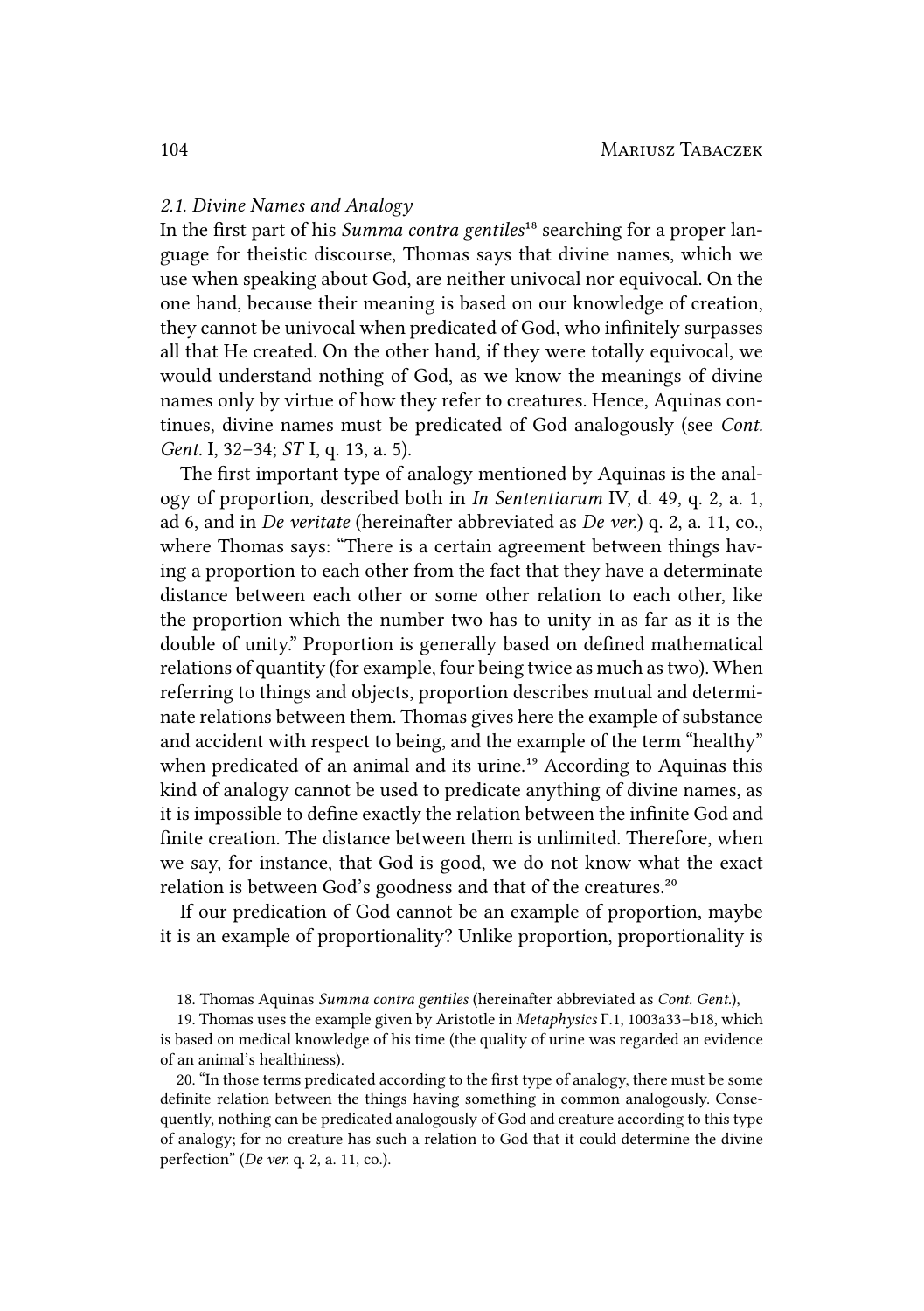### *2.1. Divine Names and Analogy*

In the first part of his *Summa contra gentiles*[18] searching for a proper language for theistic discourse, Thomas says that divine names, which we use when speaking about God, are neither univocal nor equivocal. On the one hand, because their meaning is based on our knowledge of creation, they cannot be univocal when predicated of God, who infinitely surpasses all that He created. On the other hand, if they were totally equivocal, we would understand nothing of God, as we know the meanings of divine names only by virtue of how they refer to creatures. Hence, Aquinas continues, divine names must be predicated of God analogously (see *Cont. Gent.* I, 32–34; *ST* I, q. 13, a. 5).

The first important type of analogy mentioned by Aquinas is the analogy of proportion, described both in *In Sententiarum* IV, d. 49, q. 2, a. 1, ad 6, and in *De veritate* (hereinafter abbreviated as *De ver.*) q. 2, a. 11, co., where Thomas says: "There is a certain agreement between things having a proportion to each other from the fact that they have a determinate distance between each other or some other relation to each other, like the proportion which the number two has to unity in as far as it is the double of unity." Proportion is generally based on defined mathematical relations of quantity (for example, four being twice as much as two). When referring to things and objects, proportion describes mutual and determinate relations between them. Thomas gives here the example of substance and accident with respect to being, and the example of the term "healthy" when predicated of an animal and its urine.[19] According to Aquinas this kind of analogy cannot be used to predicate anything of divine names, as it is impossible to define exactly the relation between the infinite God and finite creation. The distance between them is unlimited. Therefore, when we say, for instance, that God is good, we do not know what the exact relation is between God's goodness and that of the creatures.[20]

If our predication of God cannot be an example of proportion, maybe it is an example of proportionality? Unlike proportion, proportionality is

18. Thomas Aquinas *Summa contra gentiles* (hereinafter abbreviated as *Cont. Gent.*),

19. Thomas uses the example given by Aristotle in *Metaphysics* Γ.1, 1003a33–b18, which is based on medical knowledge of his time (the quality of urine was regarded an evidence of an animal's healthiness).

20. "In those terms predicated according to the first type of analogy, there must be some definite relation between the things having something in common analogously. Consequently, nothing can be predicated analogously of God and creature according to this type of analogy; for no creature has such a relation to God that it could determine the divine perfection" (*De ver.* q. 2, a. 11, co.).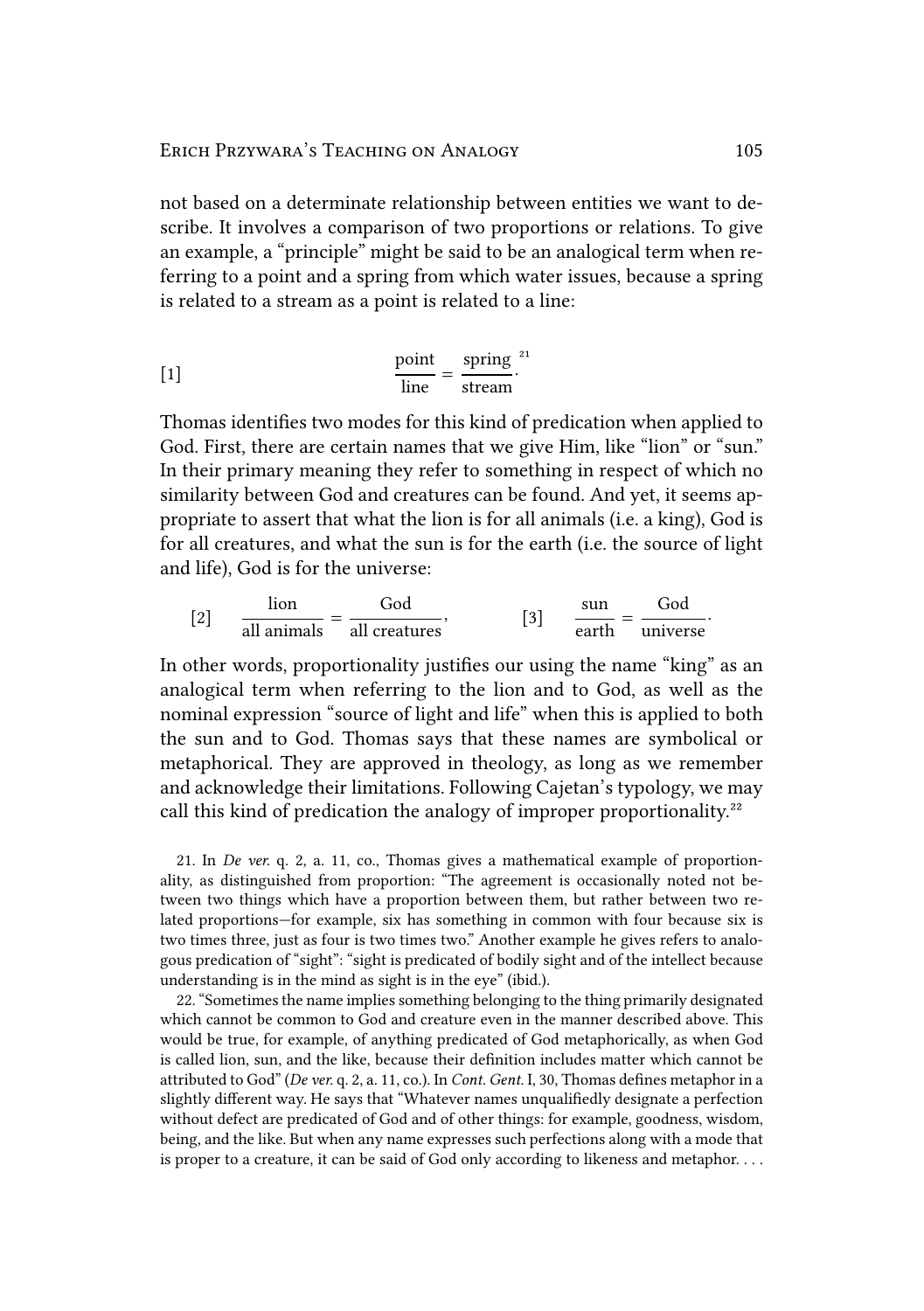not based on a determinate relationship between entities we want to describe. It involves a comparison of two proportions or relations. To give an example, a "principle" might be said to be an analogical term when referring to a point and a spring from which water issues, because a spring is related to a stream as a point is related to a line:

$$[1] \qquad \frac{\text{point}}{\text{line}} = \frac{\text{spring}}{\text{stream}}.$$ [21]

Thomas identifies two modes for this kind of predication when applied to God. First, there are certain names that we give Him, like "lion" or "sun." In their primary meaning they refer to something in respect of which no similarity between God and creatures can be found. And yet, it seems appropriate to assert that what the lion is for all animals (i.e. a king), God is for all creatures, and what the sun is for the earth (i.e. the source of light and life), God is for the universe:

$$[2] \qquad \frac{\text{lion}}{\text{all animals}} = \frac{\text{God}}{\text{all creatures}}, \qquad\qquad [3] \qquad \frac{\text{sun}}{\text{earth}} = \frac{\text{God}}{\text{universe}}.$$

In other words, proportionality justifies our using the name "king" as an analogical term when referring to the lion and to God, as well as the nominal expression "source of light and life" when this is applied to both the sun and to God. Thomas says that these names are symbolical or metaphorical. They are approved in theology, as long as we remember and acknowledge their limitations. Following Cajetan's typology, we may call this kind of predication the analogy of improper proportionality.[22]

21. In *De ver.* q. 2, a. 11, co., Thomas gives a mathematical example of proportionality, as distinguished from proportion: "The agreement is occasionally noted not between two things which have a proportion between them, but rather between two related proportions—for example, six has something in common with four because six is two times three, just as four is two times two." Another example he gives refers to analogous predication of "sight": "sight is predicated of bodily sight and of the intellect because understanding is in the mind as sight is in the eye" (ibid.).

22. "Sometimes the name implies something belonging to the thing primarily designated which cannot be common to God and creature even in the manner described above. This would be true, for example, of anything predicated of God metaphorically, as when God is called lion, sun, and the like, because their definition includes matter which cannot be attributed to God" (*De ver.* q. 2, a. 11, co.). In *Cont. Gent.* I, 30, Thomas defines metaphor in a slightly different way. He says that "Whatever names unqualifiedly designate a perfection without defect are predicated of God and of other things: for example, goodness, wisdom, being, and the like. But when any name expresses such perfections along with a mode that is proper to a creature, it can be said of God only according to likeness and metaphor. . . .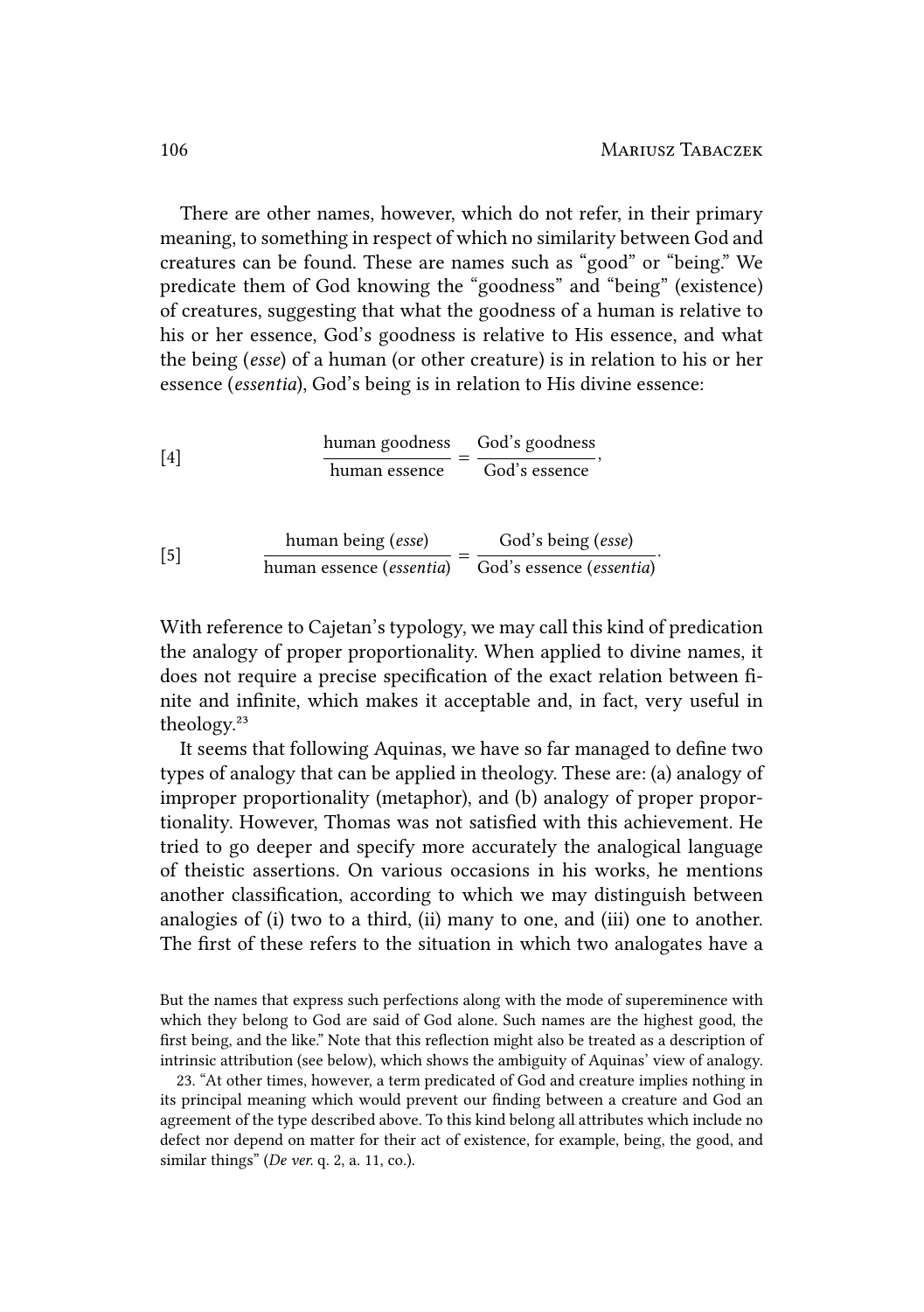There are other names, however, which do not refer, in their primary meaning, to something in respect of which no similarity between God and creatures can be found. These are names such as "good" or "being." We predicate them of God knowing the "goodness" and "being" (existence) of creatures, suggesting that what the goodness of a human is relative to his or her essence, God's goodness is relative to His essence, and what the being (*esse*) of a human (or other creature) is in relation to his or her essence (*essentia*), God's being is in relation to His divine essence:

$$\text{[4]} \qquad \frac{\text{human goodness}}{\text{human essence}} = \frac{\text{God's goodness}}{\text{God's essence}},$$

$$\text{[5]} \qquad \frac{\text{human being } (\textit{esse})}{\text{human essence } (\textit{essentia})} = \frac{\text{God's being } (\textit{esse})}{\text{God's essence } (\textit{essentia})}.$$

With reference to Cajetan's typology, we may call this kind of predication the analogy of proper proportionality. When applied to divine names, it does not require a precise specification of the exact relation between finite and infinite, which makes it acceptable and, in fact, very useful in theology.[23]

It seems that following Aquinas, we have so far managed to define two types of analogy that can be applied in theology. These are: (a) analogy of improper proportionality (metaphor), and (b) analogy of proper proportionality. However, Thomas was not satisfied with this achievement. He tried to go deeper and specify more accurately the analogical language of theistic assertions. On various occasions in his works, he mentions another classification, according to which we may distinguish between analogies of (i) two to a third, (ii) many to one, and (iii) one to another. The first of these refers to the situation in which two analogates have a

But the names that express such perfections along with the mode of supereminence with which they belong to God are said of God alone. Such names are the highest good, the first being, and the like." Note that this reflection might also be treated as a description of intrinsic attribution (see below), which shows the ambiguity of Aquinas' view of analogy.

23. "At other times, however, a term predicated of God and creature implies nothing in its principal meaning which would prevent our finding between a creature and God an agreement of the type described above. To this kind belong all attributes which include no defect nor depend on matter for their act of existence, for example, being, the good, and similar things" (*De ver.* q. 2, a. 11, co.).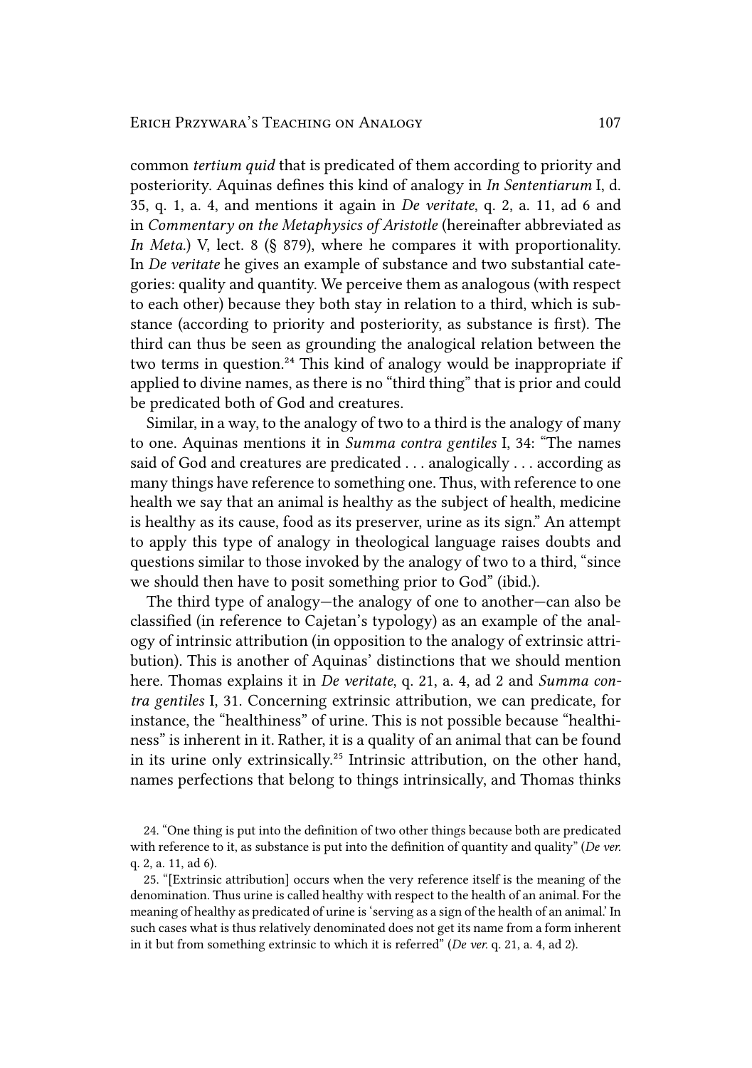common *tertium quid* that is predicated of them according to priority and posteriority. Aquinas defines this kind of analogy in *In Sententiarum* I, d. 35, q. 1, a. 4, and mentions it again in *De veritate*, q. 2, a. 11, ad 6 and in *Commentary on the Metaphysics of Aristotle* (hereinafter abbreviated as *In Meta.*) V, lect. 8 (§ 879), where he compares it with proportionality. In *De veritate* he gives an example of substance and two substantial categories: quality and quantity. We perceive them as analogous (with respect to each other) because they both stay in relation to a third, which is substance (according to priority and posteriority, as substance is first). The third can thus be seen as grounding the analogical relation between the two terms in question.[24] This kind of analogy would be inappropriate if applied to divine names, as there is no "third thing" that is prior and could be predicated both of God and creatures.

Similar, in a way, to the analogy of two to a third is the analogy of many to one. Aquinas mentions it in *Summa contra gentiles* I, 34: "The names said of God and creatures are predicated . . . analogically . . . according as many things have reference to something one. Thus, with reference to one health we say that an animal is healthy as the subject of health, medicine is healthy as its cause, food as its preserver, urine as its sign." An attempt to apply this type of analogy in theological language raises doubts and questions similar to those invoked by the analogy of two to a third, "since we should then have to posit something prior to God" (ibid.).

The third type of analogy—the analogy of one to another—can also be classified (in reference to Cajetan's typology) as an example of the analogy of intrinsic attribution (in opposition to the analogy of extrinsic attribution). This is another of Aquinas' distinctions that we should mention here. Thomas explains it in *De veritate*, q. 21, a. 4, ad 2 and *Summa contra gentiles* I, 31. Concerning extrinsic attribution, we can predicate, for instance, the "healthiness" of urine. This is not possible because "healthiness" is inherent in it. Rather, it is a quality of an animal that can be found in its urine only extrinsically.[25] Intrinsic attribution, on the other hand, names perfections that belong to things intrinsically, and Thomas thinks

24. "One thing is put into the definition of two other things because both are predicated with reference to it, as substance is put into the definition of quantity and quality" (*De ver.* q. 2, a. 11, ad 6).

25. "[Extrinsic attribution] occurs when the very reference itself is the meaning of the denomination. Thus urine is called healthy with respect to the health of an animal. For the meaning of healthy as predicated of urine is 'serving as a sign of the health of an animal.' In such cases what is thus relatively denominated does not get its name from a form inherent in it but from something extrinsic to which it is referred" (*De ver.* q. 21, a. 4, ad 2).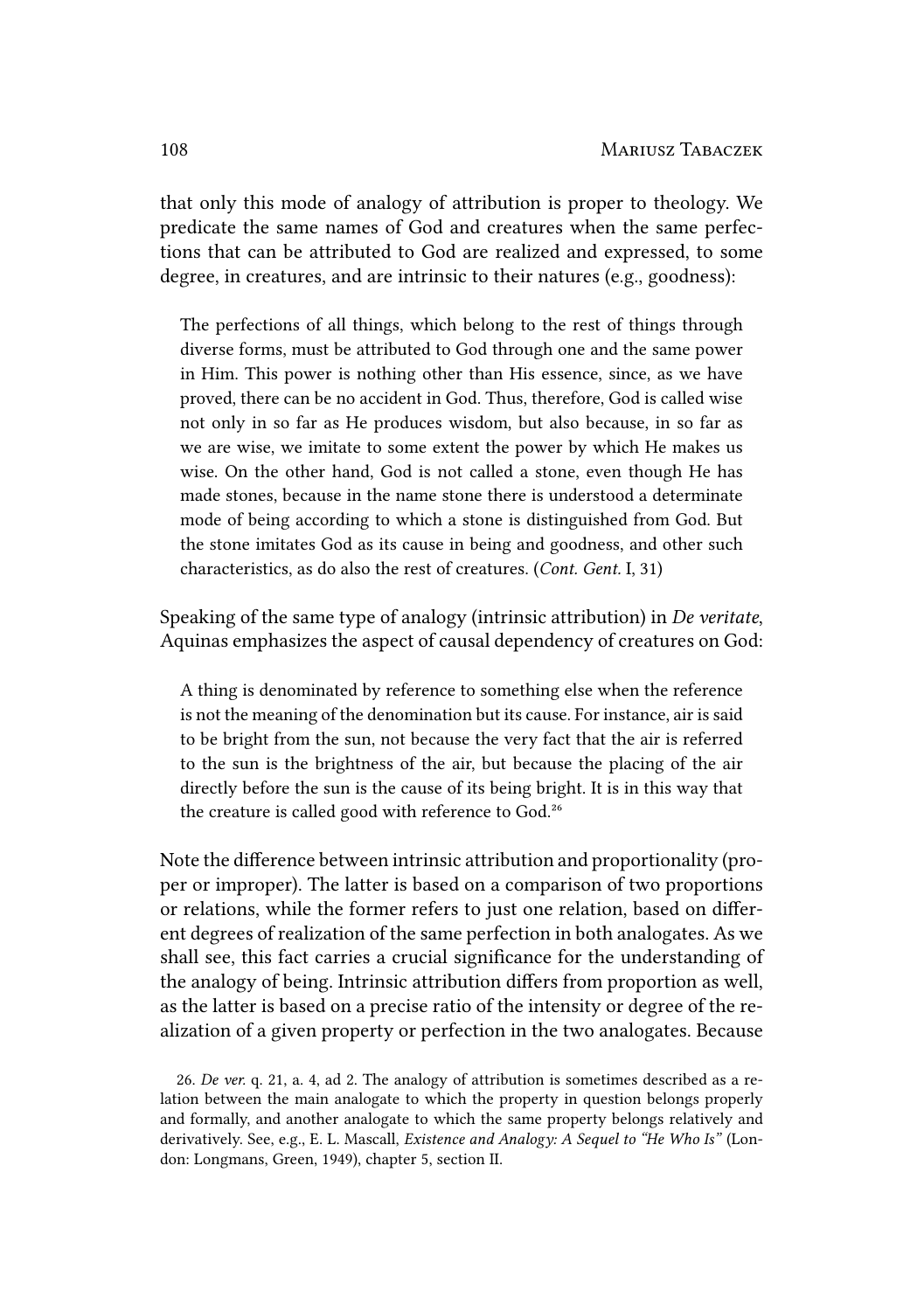that only this mode of analogy of attribution is proper to theology. We predicate the same names of God and creatures when the same perfections that can be attributed to God are realized and expressed, to some degree, in creatures, and are intrinsic to their natures (e.g., goodness):

> The perfections of all things, which belong to the rest of things through diverse forms, must be attributed to God through one and the same power in Him. This power is nothing other than His essence, since, as we have proved, there can be no accident in God. Thus, therefore, God is called wise not only in so far as He produces wisdom, but also because, in so far as we are wise, we imitate to some extent the power by which He makes us wise. On the other hand, God is not called a stone, even though He has made stones, because in the name stone there is understood a determinate mode of being according to which a stone is distinguished from God. But the stone imitates God as its cause in being and goodness, and other such characteristics, as do also the rest of creatures. (*Cont. Gent.* I, 31)

Speaking of the same type of analogy (intrinsic attribution) in *De veritate*, Aquinas emphasizes the aspect of causal dependency of creatures on God:

> A thing is denominated by reference to something else when the reference is not the meaning of the denomination but its cause. For instance, air is said to be bright from the sun, not because the very fact that the air is referred to the sun is the brightness of the air, but because the placing of the air directly before the sun is the cause of its being bright. It is in this way that the creature is called good with reference to God.[26]

Note the difference between intrinsic attribution and proportionality (proper or improper). The latter is based on a comparison of two proportions or relations, while the former refers to just one relation, based on different degrees of realization of the same perfection in both analogates. As we shall see, this fact carries a crucial significance for the understanding of the analogy of being. Intrinsic attribution differs from proportion as well, as the latter is based on a precise ratio of the intensity or degree of the realization of a given property or perfection in the two analogates. Because

26. *De ver.* q. 21, a. 4, ad 2. The analogy of attribution is sometimes described as a relation between the main analogate to which the property in question belongs properly and formally, and another analogate to which the same property belongs relatively and derivatively. See, e.g., E. L. Mascall, *Existence and Analogy: A Sequel to "He Who Is"* (London: Longmans, Green, 1949), chapter 5, section II.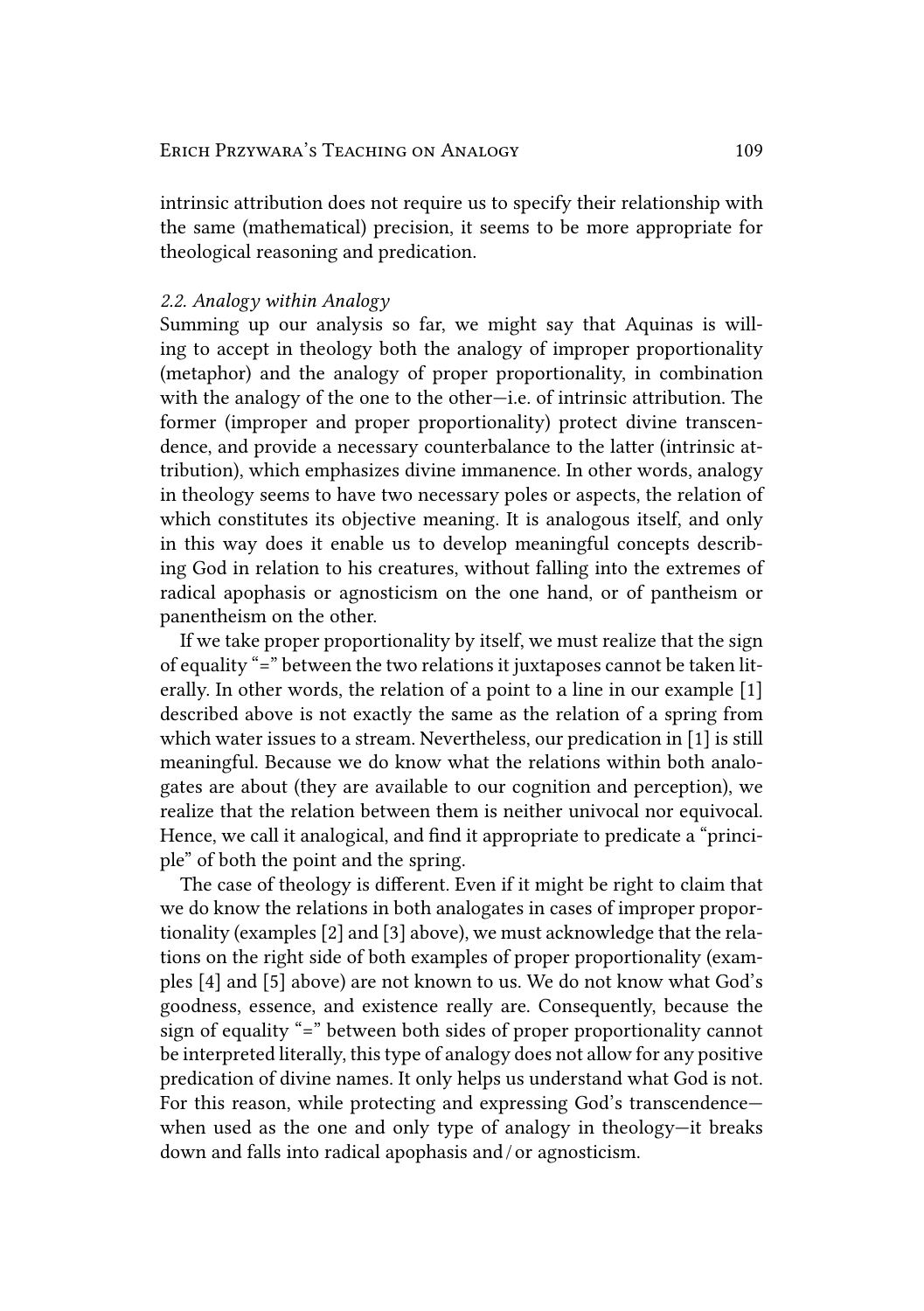intrinsic attribution does not require us to specify their relationship with the same (mathematical) precision, it seems to be more appropriate for theological reasoning and predication.

### *2.2. Analogy within Analogy*

Summing up our analysis so far, we might say that Aquinas is willing to accept in theology both the analogy of improper proportionality (metaphor) and the analogy of proper proportionality, in combination with the analogy of the one to the other—i.e. of intrinsic attribution. The former (improper and proper proportionality) protect divine transcendence, and provide a necessary counterbalance to the latter (intrinsic attribution), which emphasizes divine immanence. In other words, analogy in theology seems to have two necessary poles or aspects, the relation of which constitutes its objective meaning. It is analogous itself, and only in this way does it enable us to develop meaningful concepts describing God in relation to his creatures, without falling into the extremes of radical apophasis or agnosticism on the one hand, or of pantheism or panentheism on the other.

If we take proper proportionality by itself, we must realize that the sign of equality "=" between the two relations it juxtaposes cannot be taken literally. In other words, the relation of a point to a line in our example [1] described above is not exactly the same as the relation of a spring from which water issues to a stream. Nevertheless, our predication in [1] is still meaningful. Because we do know what the relations within both analogates are about (they are available to our cognition and perception), we realize that the relation between them is neither univocal nor equivocal. Hence, we call it analogical, and find it appropriate to predicate a "principle" of both the point and the spring.

The case of theology is different. Even if it might be right to claim that we do know the relations in both analogates in cases of improper proportionality (examples [2] and [3] above), we must acknowledge that the relations on the right side of both examples of proper proportionality (examples [4] and [5] above) are not known to us. We do not know what God's goodness, essence, and existence really are. Consequently, because the sign of equality "=" between both sides of proper proportionality cannot be interpreted literally, this type of analogy does not allow for any positive predication of divine names. It only helps us understand what God is not. For this reason, while protecting and expressing God's transcendence—when used as the one and only type of analogy in theology—it breaks down and falls into radical apophasis and / or agnosticism.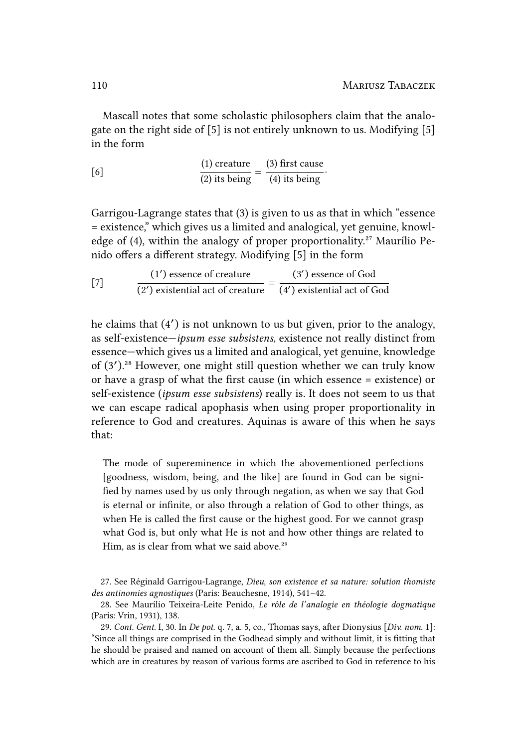Mascall notes that some scholastic philosophers claim that the analogate on the right side of [5] is not entirely unknown to us. Modifying [5] in the form

$$[6] \qquad \frac{\text{(1) creature}}{\text{(2) its being}} = \frac{\text{(3) first cause}}{\text{(4) its being}}.$$

Garrigou-Lagrange states that (3) is given to us as that in which "essence = existence," which gives us a limited and analogical, yet genuine, knowledge of (4), within the analogy of proper proportionality.[27] Maurílio Penido offers a different strategy. Modifying [5] in the form

$$[7] \qquad \frac{\text{(1}'\text{) essence of creature}}{\text{(2}'\text{) existential act of creature}} = \frac{\text{(3}'\text{) essence of God}}{\text{(4}'\text{) existential act of God}}$$

he claims that (4′) is not unknown to us but given, prior to the analogy, as self-existence—*ipsum esse subsistens*, existence not really distinct from essence—which gives us a limited and analogical, yet genuine, knowledge of (3′).[28] However, one might still question whether we can truly know or have a grasp of what the first cause (in which essence = existence) or self-existence (*ipsum esse subsistens*) really is. It does not seem to us that we can escape radical apophasis when using proper proportionality in reference to God and creatures. Aquinas is aware of this when he says that:

> The mode of supereminence in which the abovementioned perfections [goodness, wisdom, being, and the like] are found in God can be signified by names used by us only through negation, as when we say that God is eternal or infinite, or also through a relation of God to other things, as when He is called the first cause or the highest good. For we cannot grasp what God is, but only what He is not and how other things are related to Him, as is clear from what we said above.[29]

27. See Réginald Garrigou-Lagrange, *Dieu, son existence et sa nature: solution thomiste des antinomies agnostiques* (Paris: Beauchesne, 1914), 541–42.

28. See Maurílio Teixeira-Leite Penido, *Le rôle de l'analogie en théologie dogmatique* (Paris: Vrin, 1931), 138.

29. *Cont. Gent.* I, 30. In *De pot.* q. 7, a. 5, co., Thomas says, after Dionysius [*Div. nom.* 1]: "Since all things are comprised in the Godhead simply and without limit, it is fitting that he should be praised and named on account of them all. Simply because the perfections which are in creatures by reason of various forms are ascribed to God in reference to his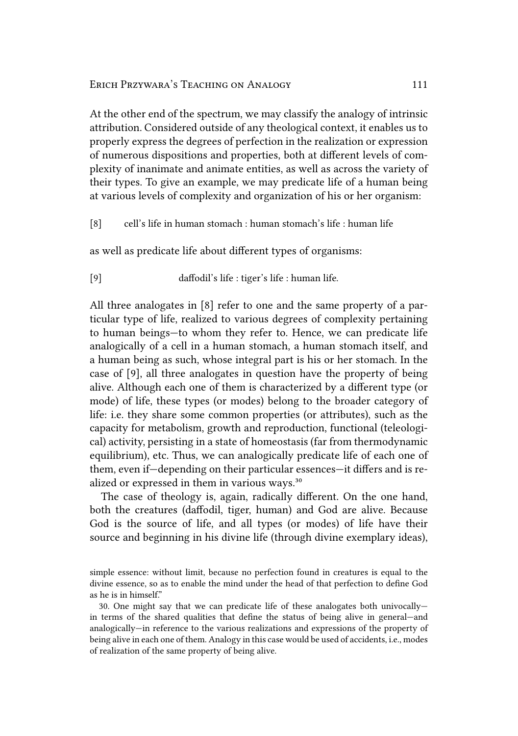At the other end of the spectrum, we may classify the analogy of intrinsic attribution. Considered outside of any theological context, it enables us to properly express the degrees of perfection in the realization or expression of numerous dispositions and properties, both at different levels of complexity of inanimate and animate entities, as well as across the variety of their types. To give an example, we may predicate life of a human being at various levels of complexity and organization of his or her organism:

[8] cell's life in human stomach : human stomach's life : human life

as well as predicate life about different types of organisms:

[9] daffodil's life : tiger's life : human life.

All three analogates in [8] refer to one and the same property of a particular type of life, realized to various degrees of complexity pertaining to human beings—to whom they refer to. Hence, we can predicate life analogically of a cell in a human stomach, a human stomach itself, and a human being as such, whose integral part is his or her stomach. In the case of [9], all three analogates in question have the property of being alive. Although each one of them is characterized by a different type (or mode) of life, these types (or modes) belong to the broader category of life: i.e. they share some common properties (or attributes), such as the capacity for metabolism, growth and reproduction, functional (teleological) activity, persisting in a state of homeostasis (far from thermodynamic equilibrium), etc. Thus, we can analogically predicate life of each one of them, even if—depending on their particular essences—it differs and is realized or expressed in them in various ways.[30]

The case of theology is, again, radically different. On the one hand, both the creatures (daffodil, tiger, human) and God are alive. Because God is the source of life, and all types (or modes) of life have their source and beginning in his divine life (through divine exemplary ideas),

---

simple essence: without limit, because no perfection found in creatures is equal to the divine essence, so as to enable the mind under the head of that perfection to define God as he is in himself."

30. One might say that we can predicate life of these analogates both univocally—in terms of the shared qualities that define the status of being alive in general—and analogically—in reference to the various realizations and expressions of the property of being alive in each one of them. Analogy in this case would be used of accidents, i.e., modes of realization of the same property of being alive.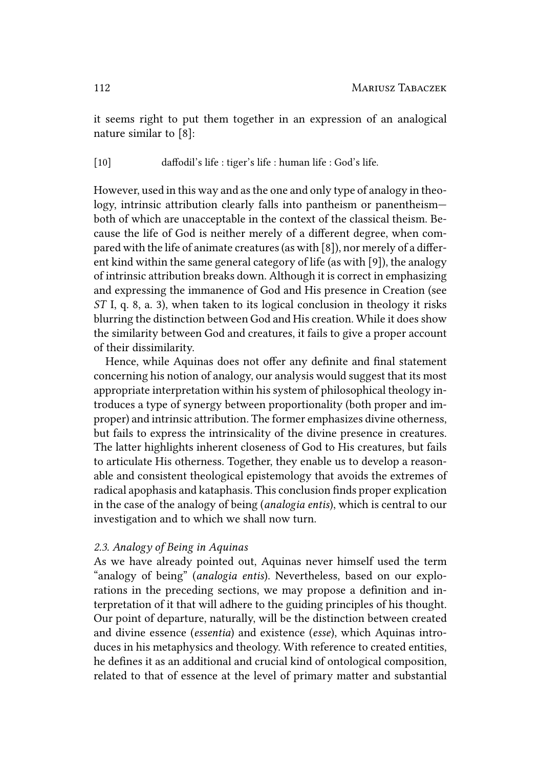it seems right to put them together in an expression of an analogical nature similar to [8]:

[10] daffodil's life : tiger's life : human life : God's life.

However, used in this way and as the one and only type of analogy in theology, intrinsic attribution clearly falls into pantheism or panentheism—both of which are unacceptable in the context of the classical theism. Because the life of God is neither merely of a different degree, when compared with the life of animate creatures (as with [8]), nor merely of a different kind within the same general category of life (as with [9]), the analogy of intrinsic attribution breaks down. Although it is correct in emphasizing and expressing the immanence of God and His presence in Creation (see *ST* I, q. 8, a. 3), when taken to its logical conclusion in theology it risks blurring the distinction between God and His creation. While it does show the similarity between God and creatures, it fails to give a proper account of their dissimilarity.

Hence, while Aquinas does not offer any definite and final statement concerning his notion of analogy, our analysis would suggest that its most appropriate interpretation within his system of philosophical theology introduces a type of synergy between proportionality (both proper and improper) and intrinsic attribution. The former emphasizes divine otherness, but fails to express the intrinsicality of the divine presence in creatures. The latter highlights inherent closeness of God to His creatures, but fails to articulate His otherness. Together, they enable us to develop a reasonable and consistent theological epistemology that avoids the extremes of radical apophasis and kataphasis. This conclusion finds proper explication in the case of the analogy of being (*analogia entis*), which is central to our investigation and to which we shall now turn.

### *2.3. Analogy of Being in Aquinas*

As we have already pointed out, Aquinas never himself used the term "analogy of being" (*analogia entis*). Nevertheless, based on our explorations in the preceding sections, we may propose a definition and interpretation of it that will adhere to the guiding principles of his thought. Our point of departure, naturally, will be the distinction between created and divine essence (*essentia*) and existence (*esse*), which Aquinas introduces in his metaphysics and theology. With reference to created entities, he defines it as an additional and crucial kind of ontological composition, related to that of essence at the level of primary matter and substantial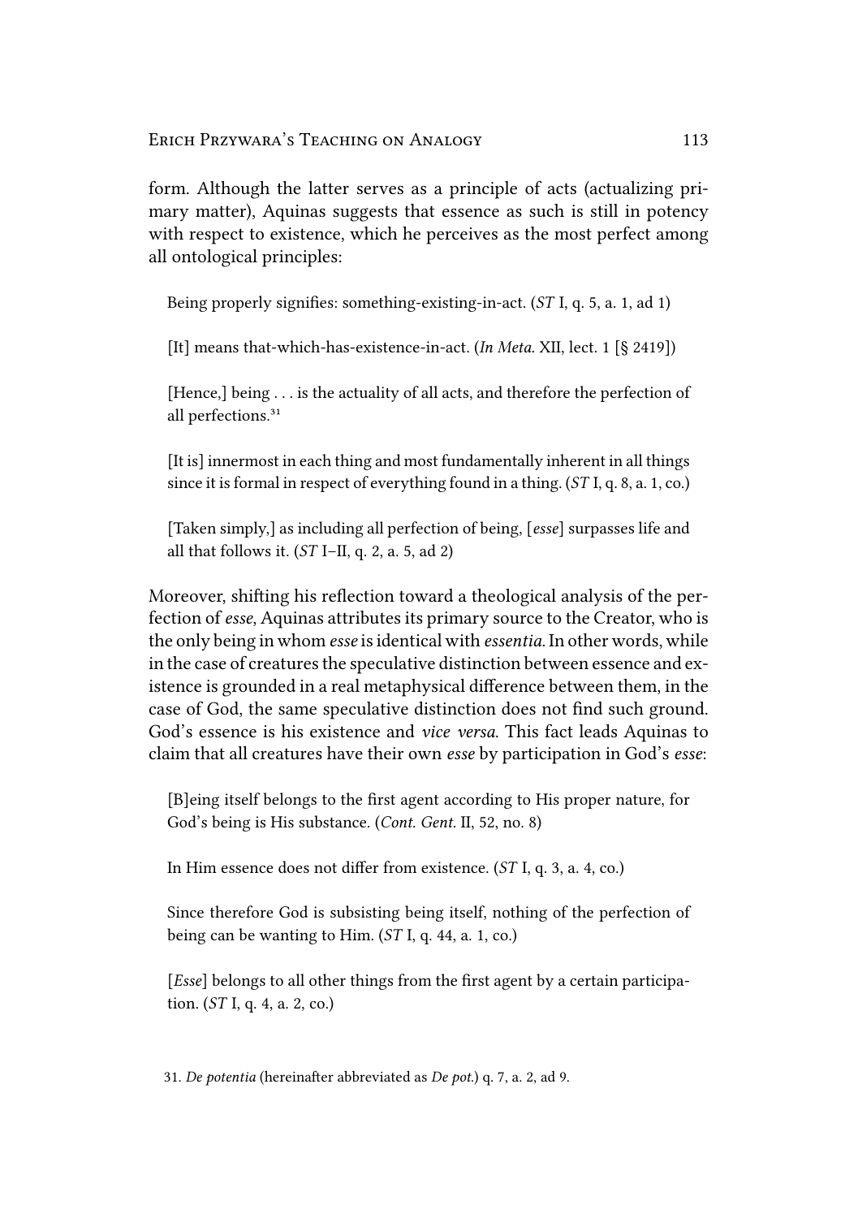form. Although the latter serves as a principle of acts (actualizing primary matter), Aquinas suggests that essence as such is still in potency with respect to existence, which he perceives as the most perfect among all ontological principles:

> Being properly signifies: something-existing-in-act. (*ST* I, q. 5, a. 1, ad 1)
>
> [It] means that-which-has-existence-in-act. (*In Meta.* XII, lect. 1 [§ 2419])
>
> [Hence,] being . . . is the actuality of all acts, and therefore the perfection of all perfections.[31]
>
> [It is] innermost in each thing and most fundamentally inherent in all things since it is formal in respect of everything found in a thing. (*ST* I, q. 8, a. 1, co.)
>
> [Taken simply,] as including all perfection of being, [*esse*] surpasses life and all that follows it. (*ST* I–II, q. 2, a. 5, ad 2)

Moreover, shifting his reflection toward a theological analysis of the perfection of *esse*, Aquinas attributes its primary source to the Creator, who is the only being in whom *esse* is identical with *essentia*. In other words, while in the case of creatures the speculative distinction between essence and existence is grounded in a real metaphysical difference between them, in the case of God, the same speculative distinction does not find such ground. God's essence is his existence and *vice versa*. This fact leads Aquinas to claim that all creatures have their own *esse* by participation in God's *esse*:

> [B]eing itself belongs to the first agent according to His proper nature, for God's being is His substance. (*Cont. Gent.* II, 52, no. 8)
>
> In Him essence does not differ from existence. (*ST* I, q. 3, a. 4, co.)
>
> Since therefore God is subsisting being itself, nothing of the perfection of being can be wanting to Him. (*ST* I, q. 44, a. 1, co.)
>
> [*Esse*] belongs to all other things from the first agent by a certain participation. (*ST* I, q. 4, a. 2, co.)

31. *De potentia* (hereinafter abbreviated as *De pot.*) q. 7, a. 2, ad 9.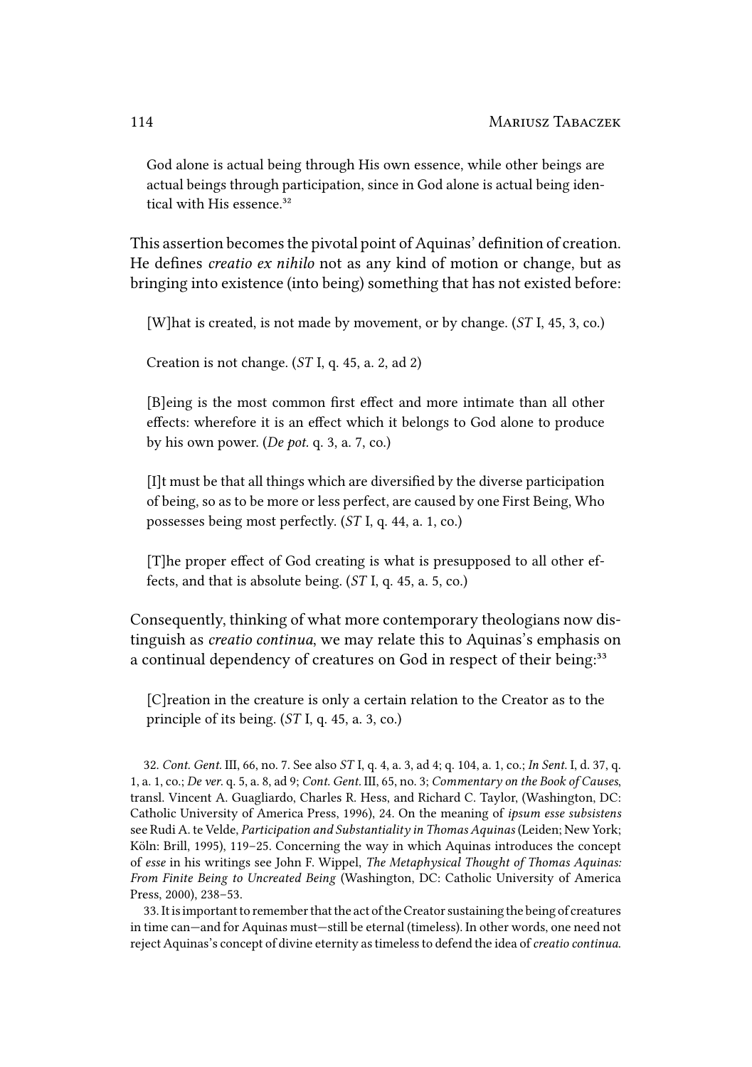> God alone is actual being through His own essence, while other beings are actual beings through participation, since in God alone is actual being identical with His essence.[32]

This assertion becomes the pivotal point of Aquinas' definition of creation. He defines *creatio ex nihilo* not as any kind of motion or change, but as bringing into existence (into being) something that has not existed before:

> [W]hat is created, is not made by movement, or by change. (*ST* I, 45, 3, co.)

> Creation is not change. (*ST* I, q. 45, a. 2, ad 2)

> [B]eing is the most common first effect and more intimate than all other effects: wherefore it is an effect which it belongs to God alone to produce by his own power. (*De pot.* q. 3, a. 7, co.)

> [I]t must be that all things which are diversified by the diverse participation of being, so as to be more or less perfect, are caused by one First Being, Who possesses being most perfectly. (*ST* I, q. 44, a. 1, co.)

> [T]he proper effect of God creating is what is presupposed to all other effects, and that is absolute being. (*ST* I, q. 45, a. 5, co.)

Consequently, thinking of what more contemporary theologians now distinguish as *creatio continua*, we may relate this to Aquinas's emphasis on a continual dependency of creatures on God in respect of their being:[33]

> [C]reation in the creature is only a certain relation to the Creator as to the principle of its being. (*ST* I, q. 45, a. 3, co.)

32. *Cont. Gent.* III, 66, no. 7. See also *ST* I, q. 4, a. 3, ad 4; q. 104, a. 1, co.; *In Sent.* I, d. 37, q. 1, a. 1, co.; *De ver.* q. 5, a. 8, ad 9; *Cont. Gent.* III, 65, no. 3; *Commentary on the Book of Causes*, transl. Vincent A. Guagliardo, Charles R. Hess, and Richard C. Taylor, (Washington, DC: Catholic University of America Press, 1996), 24. On the meaning of *ipsum esse subsistens* see Rudi A. te Velde, *Participation and Substantiality in Thomas Aquinas* (Leiden; New York; Köln: Brill, 1995), 119–25. Concerning the way in which Aquinas introduces the concept of *esse* in his writings see John F. Wippel, *The Metaphysical Thought of Thomas Aquinas: From Finite Being to Uncreated Being* (Washington, DC: Catholic University of America Press, 2000), 238–53.

33. It is important to remember that the act of the Creator sustaining the being of creatures in time can—and for Aquinas must—still be eternal (timeless). In other words, one need not reject Aquinas's concept of divine eternity as timeless to defend the idea of *creatio continua*.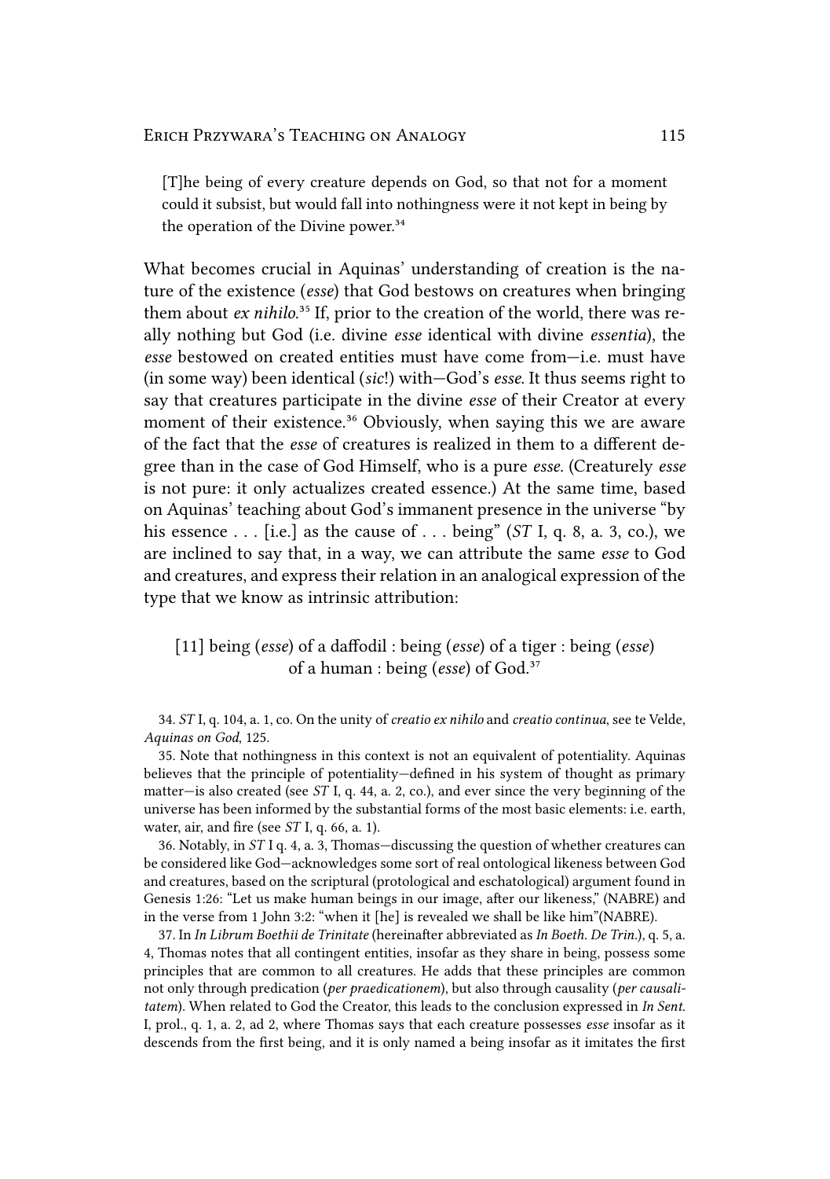> [T]he being of every creature depends on God, so that not for a moment could it subsist, but would fall into nothingness were it not kept in being by the operation of the Divine power.[34]

What becomes crucial in Aquinas' understanding of creation is the nature of the existence (*esse*) that God bestows on creatures when bringing them about *ex nihilo*.[35] If, prior to the creation of the world, there was really nothing but God (i.e. divine *esse* identical with divine *essentia*), the *esse* bestowed on created entities must have come from—i.e. must have (in some way) been identical (*sic*!) with—God's *esse*. It thus seems right to say that creatures participate in the divine *esse* of their Creator at every moment of their existence.[36] Obviously, when saying this we are aware of the fact that the *esse* of creatures is realized in them to a different degree than in the case of God Himself, who is a pure *esse*. (Creaturely *esse* is not pure: it only actualizes created essence.) At the same time, based on Aquinas' teaching about God's immanent presence in the universe "by his essence . . . [i.e.] as the cause of . . . being" (*ST* I, q. 8, a. 3, co.), we are inclined to say that, in a way, we can attribute the same *esse* to God and creatures, and express their relation in an analogical expression of the type that we know as intrinsic attribution:

> [11] being (*esse*) of a daffodil : being (*esse*) of a tiger : being (*esse*) of a human : being (*esse*) of God.[37]

34. *ST* I, q. 104, a. 1, co. On the unity of *creatio ex nihilo* and *creatio continua*, see te Velde, *Aquinas on God*, 125.

35. Note that nothingness in this context is not an equivalent of potentiality. Aquinas believes that the principle of potentiality—defined in his system of thought as primary matter—is also created (see *ST* I, q. 44, a. 2, co.), and ever since the very beginning of the universe has been informed by the substantial forms of the most basic elements: i.e. earth, water, air, and fire (see *ST* I, q. 66, a. 1).

36. Notably, in *ST* I q. 4, a. 3, Thomas—discussing the question of whether creatures can be considered like God—acknowledges some sort of real ontological likeness between God and creatures, based on the scriptural (protological and eschatological) argument found in Genesis 1:26: "Let us make human beings in our image, after our likeness," (NABRE) and in the verse from 1 John 3:2: "when it [he] is revealed we shall be like him"(NABRE).

37. In *In Librum Boethii de Trinitate* (hereinafter abbreviated as *In Boeth. De Trin.*), q. 5, a. 4, Thomas notes that all contingent entities, insofar as they share in being, possess some principles that are common to all creatures. He adds that these principles are common not only through predication (*per praedicationem*), but also through causality (*per causalitatem*). When related to God the Creator, this leads to the conclusion expressed in *In Sent.* I, prol., q. 1, a. 2, ad 2, where Thomas says that each creature possesses *esse* insofar as it descends from the first being, and it is only named a being insofar as it imitates the first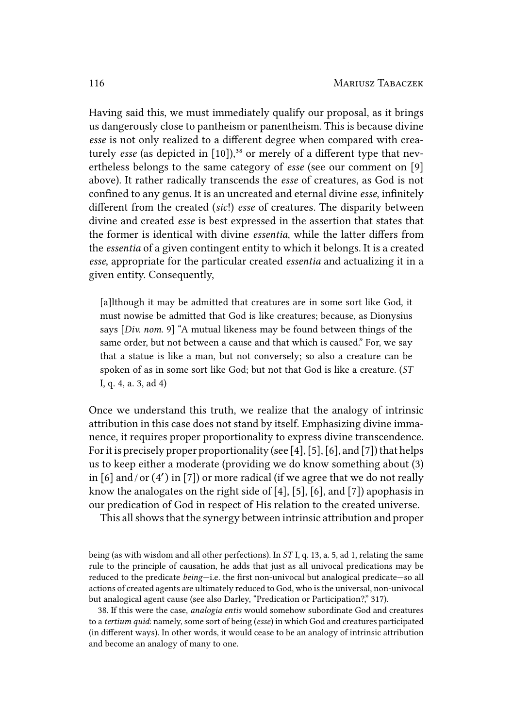Having said this, we must immediately qualify our proposal, as it brings us dangerously close to pantheism or panentheism. This is because divine *esse* is not only realized to a different degree when compared with creaturely *esse* (as depicted in [10]),[38] or merely of a different type that nevertheless belongs to the same category of *esse* (see our comment on [9] above). It rather radically transcends the *esse* of creatures, as God is not confined to any genus. It is an uncreated and eternal divine *esse*, infinitely different from the created (*sic*!) *esse* of creatures. The disparity between divine and created *esse* is best expressed in the assertion that states that the former is identical with divine *essentia*, while the latter differs from the *essentia* of a given contingent entity to which it belongs. It is a created *esse*, appropriate for the particular created *essentia* and actualizing it in a given entity. Consequently,

> [a]lthough it may be admitted that creatures are in some sort like God, it must nowise be admitted that God is like creatures; because, as Dionysius says [*Div. nom.* 9] "A mutual likeness may be found between things of the same order, but not between a cause and that which is caused." For, we say that a statue is like a man, but not conversely; so also a creature can be spoken of as in some sort like God; but not that God is like a creature. (*ST* I, q. 4, a. 3, ad 4)

Once we understand this truth, we realize that the analogy of intrinsic attribution in this case does not stand by itself. Emphasizing divine immanence, it requires proper proportionality to express divine transcendence. For it is precisely proper proportionality (see [4], [5], [6], and [7]) that helps us to keep either a moderate (providing we do know something about (3) in [6] and / or (4′) in [7]) or more radical (if we agree that we do not really know the analogates on the right side of [4], [5], [6], and [7]) apophasis in our predication of God in respect of His relation to the created universe.

This all shows that the synergy between intrinsic attribution and proper

being (as with wisdom and all other perfections). In *ST* I, q. 13, a. 5, ad 1, relating the same rule to the principle of causation, he adds that just as all univocal predications may be reduced to the predicate *being*—i.e. the first non-univocal but analogical predicate—so all actions of created agents are ultimately reduced to God, who is the universal, non-univocal but analogical agent cause (see also Darley, "Predication or Participation?," 317).

38. If this were the case, *analogia entis* would somehow subordinate God and creatures to a *tertium quid*: namely, some sort of being (*esse*) in which God and creatures participated (in different ways). In other words, it would cease to be an analogy of intrinsic attribution and become an analogy of many to one.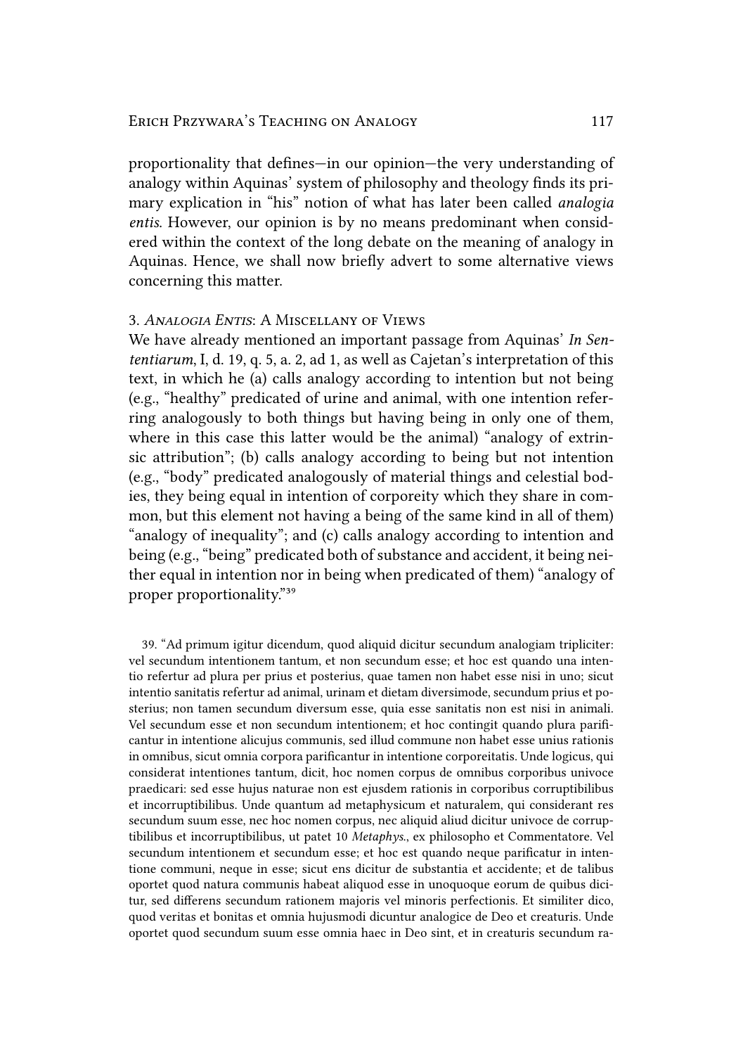proportionality that defines—in our opinion—the very understanding of analogy within Aquinas' system of philosophy and theology finds its primary explication in "his" notion of what has later been called *analogia entis*. However, our opinion is by no means predominant when considered within the context of the long debate on the meaning of analogy in Aquinas. Hence, we shall now briefly advert to some alternative views concerning this matter.

### 3. *Analogia Entis*: A Miscellany of Views

We have already mentioned an important passage from Aquinas' *In Sententiarum*, I, d. 19, q. 5, a. 2, ad 1, as well as Cajetan's interpretation of this text, in which he (a) calls analogy according to intention but not being (e.g., "healthy" predicated of urine and animal, with one intention referring analogously to both things but having being in only one of them, where in this case this latter would be the animal) "analogy of extrinsic attribution"; (b) calls analogy according to being but not intention (e.g., "body" predicated analogously of material things and celestial bodies, they being equal in intention of corporeity which they share in common, but this element not having a being of the same kind in all of them) "analogy of inequality"; and (c) calls analogy according to intention and being (e.g., "being" predicated both of substance and accident, it being neither equal in intention nor in being when predicated of them) "analogy of proper proportionality."[39]

39. "Ad primum igitur dicendum, quod aliquid dicitur secundum analogiam tripliciter: vel secundum intentionem tantum, et non secundum esse; et hoc est quando una intentio refertur ad plura per prius et posterius, quae tamen non habet esse nisi in uno; sicut intentio sanitatis refertur ad animal, urinam et dietam diversimode, secundum prius et posterius; non tamen secundum diversum esse, quia esse sanitatis non est nisi in animali. Vel secundum esse et non secundum intentionem; et hoc contingit quando plura parificantur in intentione alicujus communis, sed illud commune non habet esse unius rationis in omnibus, sicut omnia corpora parificantur in intentione corporeitatis. Unde logicus, qui considerat intentiones tantum, dicit, hoc nomen corpus de omnibus corporibus univoce praedicari: sed esse hujus naturae non est ejusdem rationis in corporibus corruptibilibus et incorruptibilibus. Unde quantum ad metaphysicum et naturalem, qui considerant res secundum suum esse, nec hoc nomen corpus, nec aliquid aliud dicitur univoce de corruptibilibus et incorruptibilibus, ut patet 10 *Metaphys.*, ex philosopho et Commentatore. Vel secundum intentionem et secundum esse; et hoc est quando neque parificatur in intentione communi, neque in esse; sicut ens dicitur de substantia et accidente; et de talibus oportet quod natura communis habeat aliquod esse in unoquoque eorum de quibus dicitur, sed differens secundum rationem majoris vel minoris perfectionis. Et similiter dico, quod veritas et bonitas et omnia hujusmodi dicuntur analogice de Deo et creaturis. Unde oportet quod secundum suum esse omnia haec in Deo sint, et in creaturis secundum ra-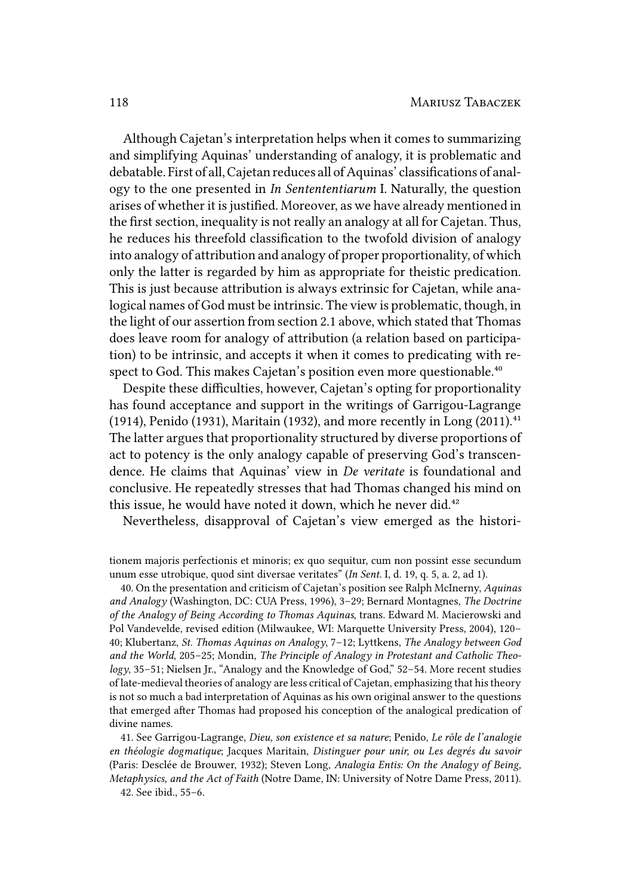Although Cajetan's interpretation helps when it comes to summarizing and simplifying Aquinas' understanding of analogy, it is problematic and debatable. First of all, Cajetan reduces all of Aquinas' classifications of analogy to the one presented in *In Senten­tentiarum* I. Naturally, the question arises of whether it is justified. Moreover, as we have already mentioned in the first section, inequality is not really an analogy at all for Cajetan. Thus, he reduces his threefold classification to the twofold division of analogy into analogy of attribution and analogy of proper proportionality, of which only the latter is regarded by him as appropriate for theistic predication. This is just because attribution is always extrinsic for Cajetan, while analogical names of God must be intrinsic. The view is problematic, though, in the light of our assertion from section 2.1 above, which stated that Thomas does leave room for analogy of attribution (a relation based on participation) to be intrinsic, and accepts it when it comes to predicating with respect to God. This makes Cajetan's position even more questionable.[40]

Despite these difficulties, however, Cajetan's opting for proportionality has found acceptance and support in the writings of Garrigou-Lagrange (1914), Penido (1931), Maritain (1932), and more recently in Long (2011).[41] The latter argues that proportionality structured by diverse proportions of act to potency is the only analogy capable of preserving God's transcendence. He claims that Aquinas' view in *De veritate* is foundational and conclusive. He repeatedly stresses that had Thomas changed his mind on this issue, he would have noted it down, which he never did.[42]

Nevertheless, disapproval of Cajetan's view emerged as the histori-

---

tionem majoris perfectionis et minoris; ex quo sequitur, cum non possint esse secundum unum esse utrobique, quod sint diversae veritates" (*In Sent.* I, d. 19, q. 5, a. 2, ad 1).

40. On the presentation and criticism of Cajetan's position see Ralph McInerny, *Aquinas and Analogy* (Washington, DC: CUA Press, 1996), 3–29; Bernard Montagnes, *The Doctrine of the Analogy of Being According to Thomas Aquinas*, trans. Edward M. Macierowski and Pol Vandevelde, revised edition (Milwaukee, WI: Marquette University Press, 2004), 120–40; Klubertanz, *St. Thomas Aquinas on Analogy*, 7–12; Lyttkens, *The Analogy between God and the World*, 205–25; Mondin, *The Principle of Analogy in Protestant and Catholic Theology*, 35–51; Nielsen Jr., "Analogy and the Knowledge of God," 52–54. More recent studies of late-medieval theories of analogy are less critical of Cajetan, emphasizing that his theory is not so much a bad interpretation of Aquinas as his own original answer to the questions that emerged after Thomas had proposed his conception of the analogical predication of divine names.

41. See Garrigou-Lagrange, *Dieu, son existence et sa nature*; Penido, *Le rôle de l'analogie en théologie dogmatique*; Jacques Maritain, *Distinguer pour unir, ou Les degrés du savoir* (Paris: Desclée de Brouwer, 1932); Steven Long, *Analogia Entis: On the Analogy of Being, Metaphysics, and the Act of Faith* (Notre Dame, IN: University of Notre Dame Press, 2011).

42. See ibid., 55–6.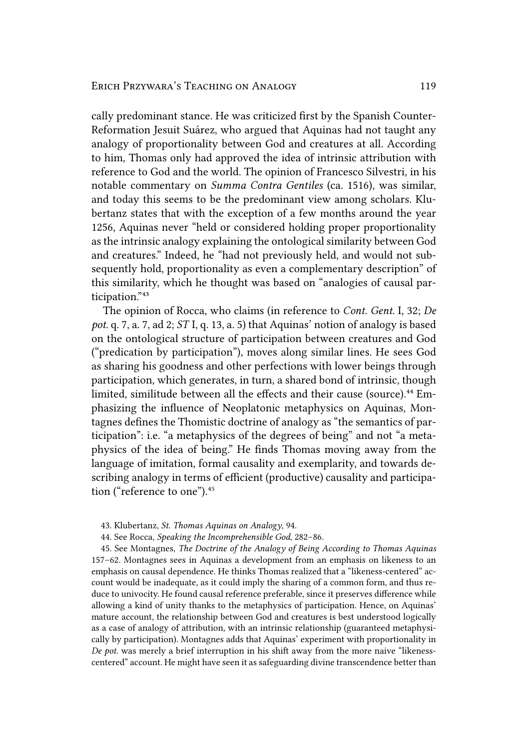cally predominant stance. He was criticized first by the Spanish Counter-Reformation Jesuit Suárez, who argued that Aquinas had not taught any analogy of proportionality between God and creatures at all. According to him, Thomas only had approved the idea of intrinsic attribution with reference to God and the world. The opinion of Francesco Silvestri, in his notable commentary on *Summa Contra Gentiles* (ca. 1516), was similar, and today this seems to be the predominant view among scholars. Klubertanz states that with the exception of a few months around the year 1256, Aquinas never "held or considered holding proper proportionality as the intrinsic analogy explaining the ontological similarity between God and creatures." Indeed, he "had not previously held, and would not subsequently hold, proportionality as even a complementary description" of this similarity, which he thought was based on "analogies of causal participation."[43]

The opinion of Rocca, who claims (in reference to *Cont. Gent.* I, 32; *De pot.* q. 7, a. 7, ad 2; *ST* I, q. 13, a. 5) that Aquinas' notion of analogy is based on the ontological structure of participation between creatures and God ("predication by participation"), moves along similar lines. He sees God as sharing his goodness and other perfections with lower beings through participation, which generates, in turn, a shared bond of intrinsic, though limited, similitude between all the effects and their cause (source).[44] Emphasizing the influence of Neoplatonic metaphysics on Aquinas, Montagnes defines the Thomistic doctrine of analogy as "the semantics of participation": i.e. "a metaphysics of the degrees of being" and not "a metaphysics of the idea of being." He finds Thomas moving away from the language of imitation, formal causality and exemplarity, and towards describing analogy in terms of efficient (productive) causality and participation ("reference to one").[45]

43. Klubertanz, *St. Thomas Aquinas on Analogy*, 94.

44. See Rocca, *Speaking the Incomprehensible God*, 282–86.

45. See Montagnes, *The Doctrine of the Analogy of Being According to Thomas Aquinas* 157–62. Montagnes sees in Aquinas a development from an emphasis on likeness to an emphasis on causal dependence. He thinks Thomas realized that a "likeness-centered" account would be inadequate, as it could imply the sharing of a common form, and thus reduce to univocity. He found causal reference preferable, since it preserves difference while allowing a kind of unity thanks to the metaphysics of participation. Hence, on Aquinas' mature account, the relationship between God and creatures is best understood logically as a case of analogy of attribution, with an intrinsic relationship (guaranteed metaphysically by participation). Montagnes adds that Aquinas' experiment with proportionality in *De pot.* was merely a brief interruption in his shift away from the more naive "likeness-centered" account. He might have seen it as safeguarding divine transcendence better than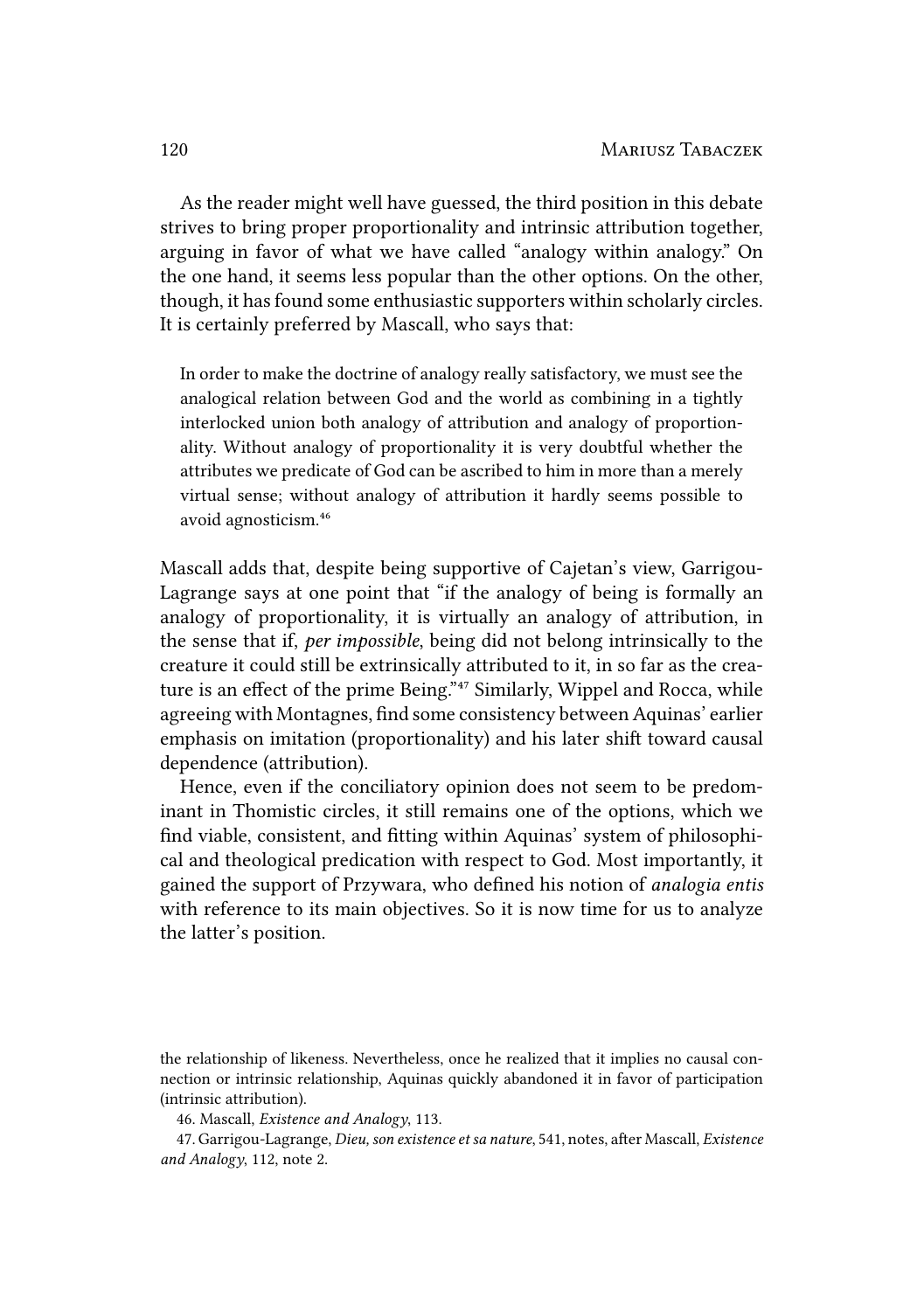As the reader might well have guessed, the third position in this debate strives to bring proper proportionality and intrinsic attribution together, arguing in favor of what we have called "analogy within analogy." On the one hand, it seems less popular than the other options. On the other, though, it has found some enthusiastic supporters within scholarly circles. It is certainly preferred by Mascall, who says that:

> In order to make the doctrine of analogy really satisfactory, we must see the analogical relation between God and the world as combining in a tightly interlocked union both analogy of attribution and analogy of proportionality. Without analogy of proportionality it is very doubtful whether the attributes we predicate of God can be ascribed to him in more than a merely virtual sense; without analogy of attribution it hardly seems possible to avoid agnosticism.[46]

Mascall adds that, despite being supportive of Cajetan's view, Garrigou-Lagrange says at one point that "if the analogy of being is formally an analogy of proportionality, it is virtually an analogy of attribution, in the sense that if, *per impossible*, being did not belong intrinsically to the creature it could still be extrinsically attributed to it, in so far as the creature is an effect of the prime Being."[47] Similarly, Wippel and Rocca, while agreeing with Montagnes, find some consistency between Aquinas' earlier emphasis on imitation (proportionality) and his later shift toward causal dependence (attribution).

Hence, even if the conciliatory opinion does not seem to be predominant in Thomistic circles, it still remains one of the options, which we find viable, consistent, and fitting within Aquinas' system of philosophical and theological predication with respect to God. Most importantly, it gained the support of Przywara, who defined his notion of *analogia entis* with reference to its main objectives. So it is now time for us to analyze the latter's position.

---

the relationship of likeness. Nevertheless, once he realized that it implies no causal connection or intrinsic relationship, Aquinas quickly abandoned it in favor of participation (intrinsic attribution).

46. Mascall, *Existence and Analogy*, 113.

47. Garrigou-Lagrange, *Dieu, son existence et sa nature*, 541, notes, after Mascall, *Existence and Analogy*, 112, note 2.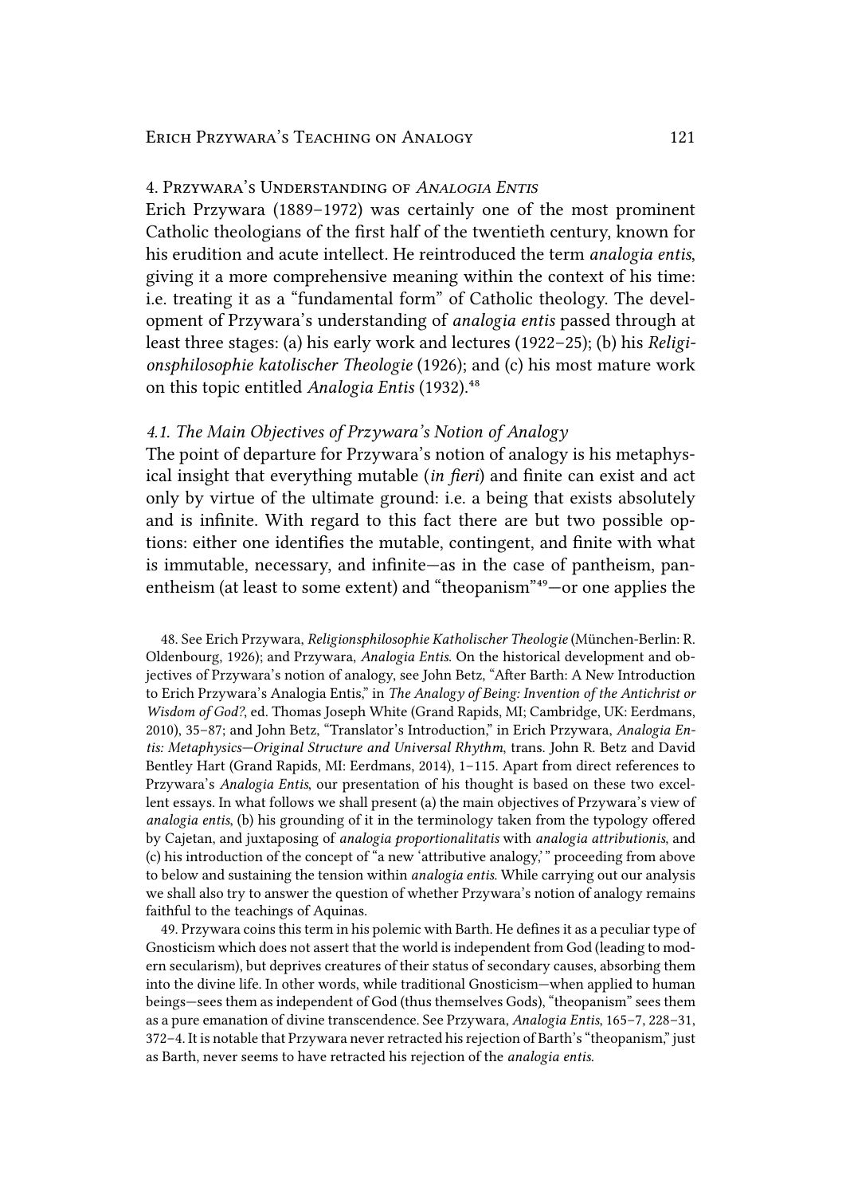## 4. Przywara's Understanding of *Analogia Entis*

Erich Przywara (1889–1972) was certainly one of the most prominent Catholic theologians of the first half of the twentieth century, known for his erudition and acute intellect. He reintroduced the term *analogia entis*, giving it a more comprehensive meaning within the context of his time: i.e. treating it as a "fundamental form" of Catholic theology. The development of Przywara's understanding of *analogia entis* passed through at least three stages: (a) his early work and lectures (1922–25); (b) his *Religionsphilosophie katolischer Theologie* (1926); and (c) his most mature work on this topic entitled *Analogia Entis* (1932).[48]

### 4.1. The Main Objectives of Przywara's Notion of Analogy

The point of departure for Przywara's notion of analogy is his metaphysical insight that everything mutable (*in fieri*) and finite can exist and act only by virtue of the ultimate ground: i.e. a being that exists absolutely and is infinite. With regard to this fact there are but two possible options: either one identifies the mutable, contingent, and finite with what is immutable, necessary, and infinite—as in the case of pantheism, panentheism (at least to some extent) and "theopanism"[49]—or one applies the

48. See Erich Przywara, *Religionsphilosophie Katholischer Theologie* (München-Berlin: R. Oldenbourg, 1926); and Przywara, *Analogia Entis*. On the historical development and objectives of Przywara's notion of analogy, see John Betz, "After Barth: A New Introduction to Erich Przywara's Analogia Entis," in *The Analogy of Being: Invention of the Antichrist or Wisdom of God?*, ed. Thomas Joseph White (Grand Rapids, MI; Cambridge, UK: Eerdmans, 2010), 35–87; and John Betz, "Translator's Introduction," in Erich Przywara, *Analogia Entis: Metaphysics—Original Structure and Universal Rhythm*, trans. John R. Betz and David Bentley Hart (Grand Rapids, MI: Eerdmans, 2014), 1–115. Apart from direct references to Przywara's *Analogia Entis*, our presentation of his thought is based on these two excellent essays. In what follows we shall present (a) the main objectives of Przywara's view of *analogia entis*, (b) his grounding of it in the terminology taken from the typology offered by Cajetan, and juxtaposing of *analogia proportionalitatis* with *analogia attributionis*, and (c) his introduction of the concept of "a new 'attributive analogy,'" proceeding from above to below and sustaining the tension within *analogia entis*. While carrying out our analysis we shall also try to answer the question of whether Przywara's notion of analogy remains faithful to the teachings of Aquinas.

49. Przywara coins this term in his polemic with Barth. He defines it as a peculiar type of Gnosticism which does not assert that the world is independent from God (leading to modern secularism), but deprives creatures of their status of secondary causes, absorbing them into the divine life. In other words, while traditional Gnosticism—when applied to human beings—sees them as independent of God (thus themselves Gods), "theopanism" sees them as a pure emanation of divine transcendence. See Przywara, *Analogia Entis*, 165–7, 228–31, 372–4. It is notable that Przywara never retracted his rejection of Barth's "theopanism," just as Barth, never seems to have retracted his rejection of the *analogia entis*.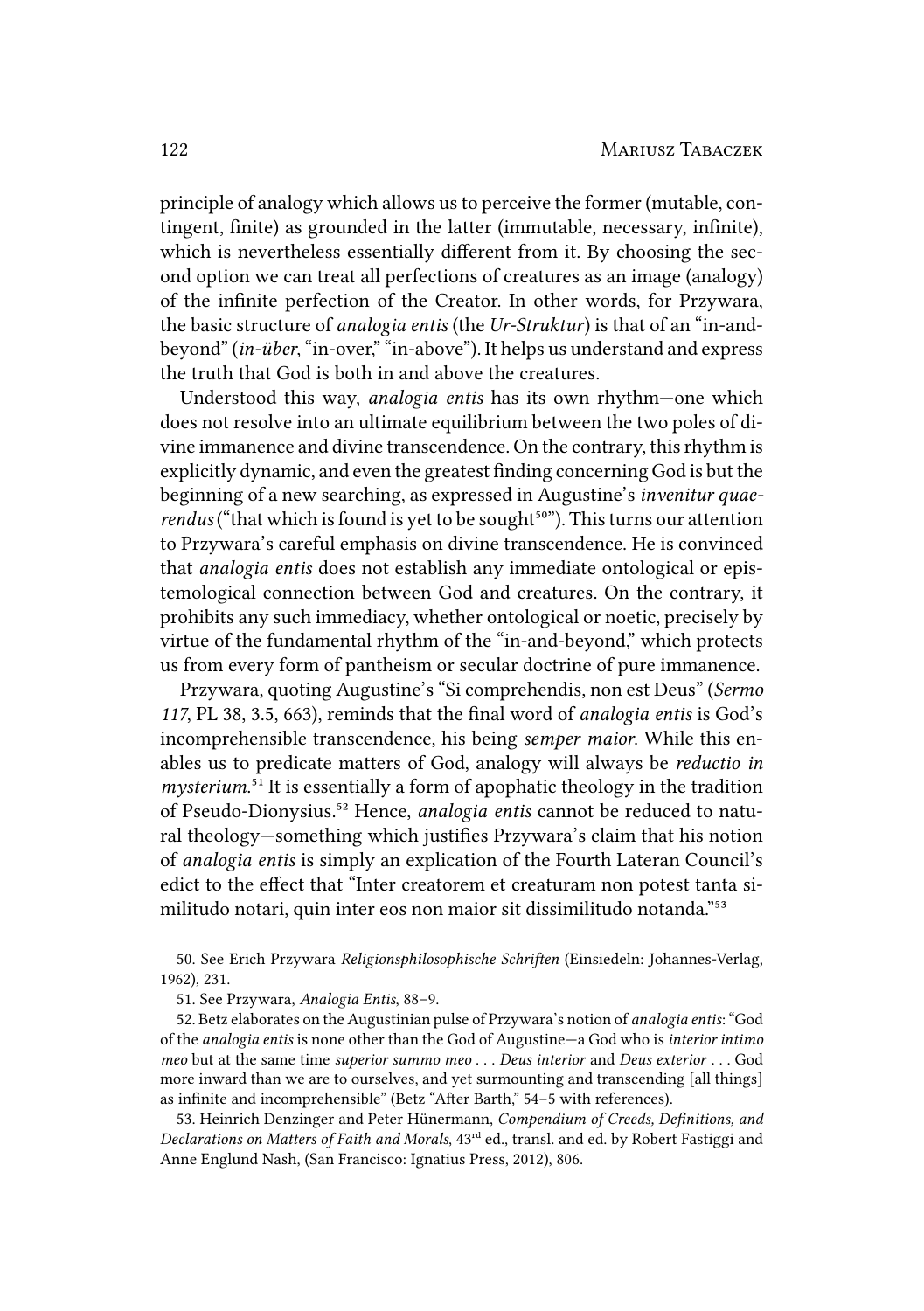principle of analogy which allows us to perceive the former (mutable, contingent, finite) as grounded in the latter (immutable, necessary, infinite), which is nevertheless essentially different from it. By choosing the second option we can treat all perfections of creatures as an image (analogy) of the infinite perfection of the Creator. In other words, for Przywara, the basic structure of *analogia entis* (the *Ur-Struktur*) is that of an "in-and-beyond" (*in-über*, "in-over," "in-above"). It helps us understand and express the truth that God is both in and above the creatures.

Understood this way, *analogia entis* has its own rhythm—one which does not resolve into an ultimate equilibrium between the two poles of divine immanence and divine transcendence. On the contrary, this rhythm is explicitly dynamic, and even the greatest finding concerning God is but the beginning of a new searching, as expressed in Augustine's *invenitur quaerendus* ("that which is found is yet to be sought[50]"). This turns our attention to Przywara's careful emphasis on divine transcendence. He is convinced that *analogia entis* does not establish any immediate ontological or epistemological connection between God and creatures. On the contrary, it prohibits any such immediacy, whether ontological or noetic, precisely by virtue of the fundamental rhythm of the "in-and-beyond," which protects us from every form of pantheism or secular doctrine of pure immanence.

Przywara, quoting Augustine's "Si comprehendis, non est Deus" (*Sermo 117*, PL 38, 3.5, 663), reminds that the final word of *analogia entis* is God's incomprehensible transcendence, his being *semper maior*. While this enables us to predicate matters of God, analogy will always be *reductio in mysterium*.[51] It is essentially a form of apophatic theology in the tradition of Pseudo-Dionysius.[52] Hence, *analogia entis* cannot be reduced to natural theology—something which justifies Przywara's claim that his notion of *analogia entis* is simply an explication of the Fourth Lateran Council's edict to the effect that "Inter creatorem et creaturam non potest tanta similitudo notari, quin inter eos non maior sit dissimilitudo notanda."[53]

50. See Erich Przywara *Religionsphilosophische Schriften* (Einsiedeln: Johannes-Verlag, 1962), 231.

51. See Przywara, *Analogia Entis*, 88–9.

52. Betz elaborates on the Augustinian pulse of Przywara's notion of *analogia entis*: "God of the *analogia entis* is none other than the God of Augustine—a God who is *interior intimo meo* but at the same time *superior summo meo* . . . *Deus interior* and *Deus exterior* . . . God more inward than we are to ourselves, and yet surmounting and transcending [all things] as infinite and incomprehensible" (Betz "After Barth," 54–5 with references).

53. Heinrich Denzinger and Peter Hünermann, *Compendium of Creeds, Definitions, and Declarations on Matters of Faith and Morals*, 43rd ed., transl. and ed. by Robert Fastiggi and Anne Englund Nash, (San Francisco: Ignatius Press, 2012), 806.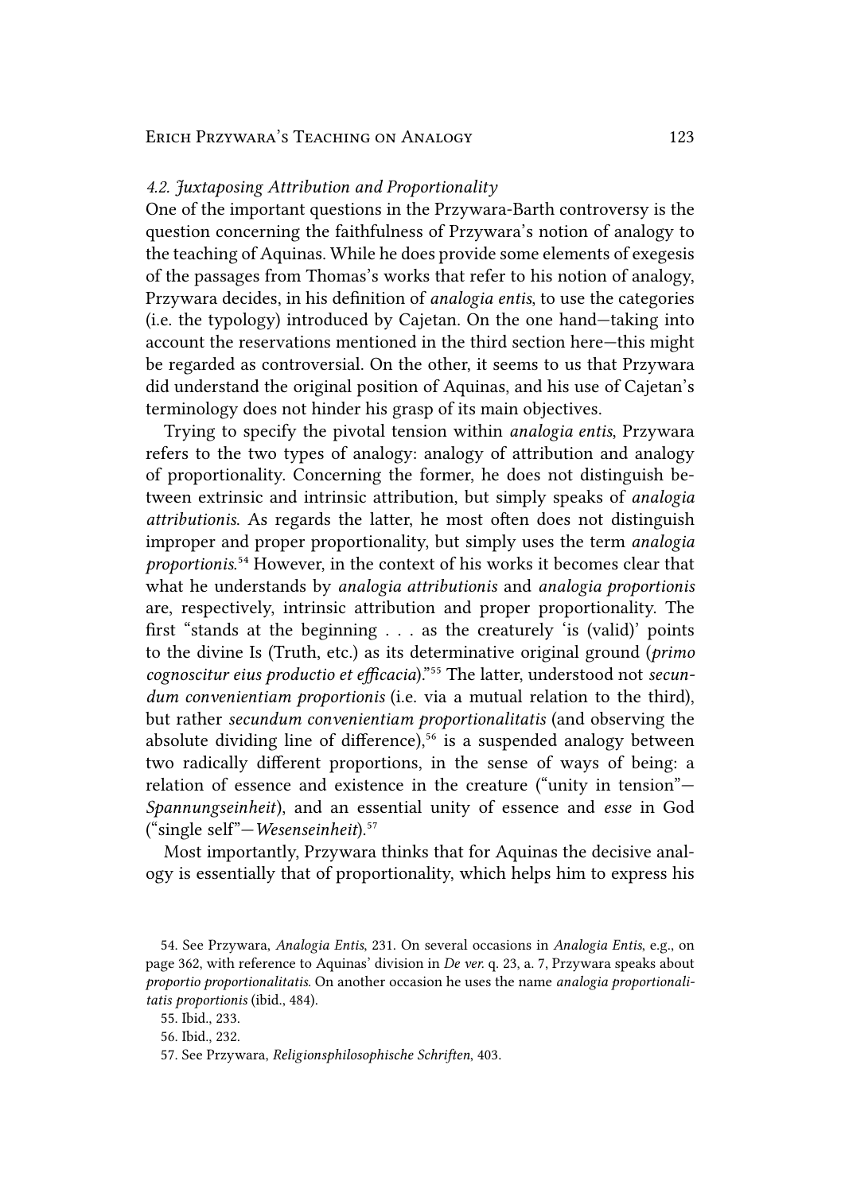*4.2. Juxtaposing Attribution and Proportionality*

One of the important questions in the Przywara-Barth controversy is the question concerning the faithfulness of Przywara's notion of analogy to the teaching of Aquinas. While he does provide some elements of exegesis of the passages from Thomas's works that refer to his notion of analogy, Przywara decides, in his definition of *analogia entis*, to use the categories (i.e. the typology) introduced by Cajetan. On the one hand—taking into account the reservations mentioned in the third section here—this might be regarded as controversial. On the other, it seems to us that Przywara did understand the original position of Aquinas, and his use of Cajetan's terminology does not hinder his grasp of its main objectives.

Trying to specify the pivotal tension within *analogia entis*, Przywara refers to the two types of analogy: analogy of attribution and analogy of proportionality. Concerning the former, he does not distinguish between extrinsic and intrinsic attribution, but simply speaks of *analogia attributionis*. As regards the latter, he most often does not distinguish improper and proper proportionality, but simply uses the term *analogia proportionis*.[54] However, in the context of his works it becomes clear that what he understands by *analogia attributionis* and *analogia proportionis* are, respectively, intrinsic attribution and proper proportionality. The first "stands at the beginning . . . as the creaturely 'is (valid)' points to the divine Is (Truth, etc.) as its determinative original ground (*primo cognoscitur eius productio et efficacia*)."[55] The latter, understood not *secundum convenientiam proportionis* (i.e. via a mutual relation to the third), but rather *secundum convenientiam proportionalitatis* (and observing the absolute dividing line of difference),[56] is a suspended analogy between two radically different proportions, in the sense of ways of being: a relation of essence and existence in the creature ("unity in tension"—*Spannungseinheit*), and an essential unity of essence and *esse* in God ("single self"—*Wesenseinheit*).[57]

Most importantly, Przywara thinks that for Aquinas the decisive analogy is essentially that of proportionality, which helps him to express his

54. See Przywara, *Analogia Entis*, 231. On several occasions in *Analogia Entis*, e.g., on page 362, with reference to Aquinas' division in *De ver.* q. 23, a. 7, Przywara speaks about *proportio proportionalitatis*. On another occasion he uses the name *analogia proportionalitatis proportionis* (ibid., 484).

55. Ibid., 233.

56. Ibid., 232.

57. See Przywara, *Religionsphilosophische Schriften*, 403.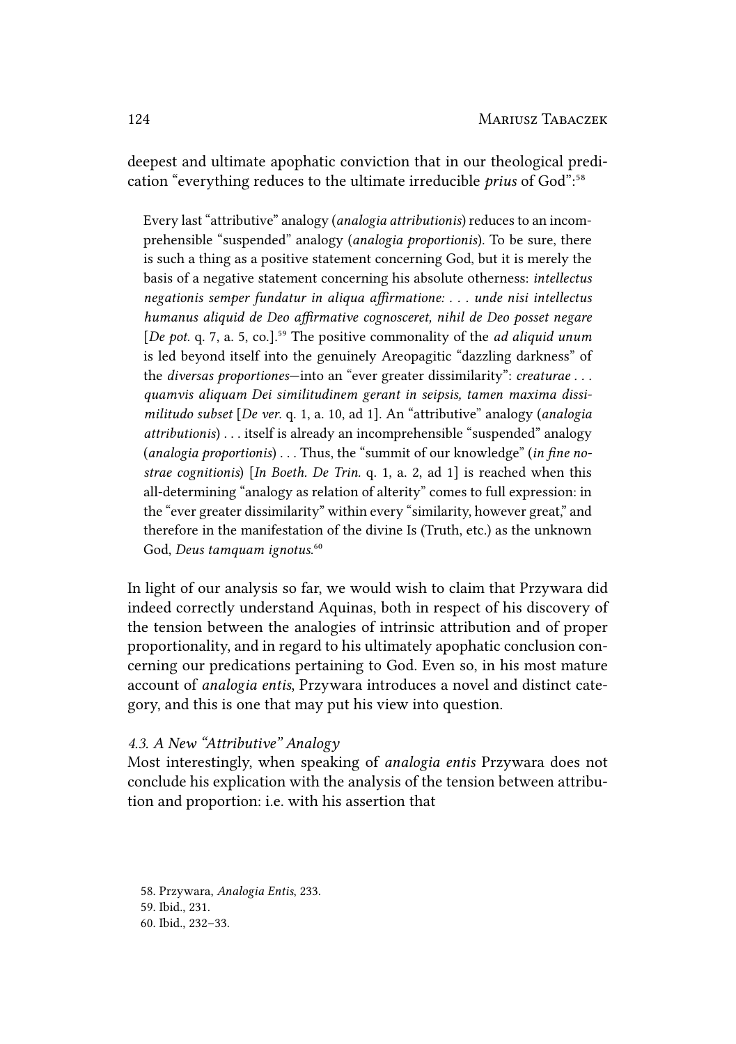deepest and ultimate apophatic conviction that in our theological predication "everything reduces to the ultimate irreducible *prius* of God":[58]

> Every last "attributive" analogy (*analogia attributionis*) reduces to an incomprehensible "suspended" analogy (*analogia proportionis*). To be sure, there is such a thing as a positive statement concerning God, but it is merely the basis of a negative statement concerning his absolute otherness: *intellectus negationis semper fundatur in aliqua affirmatione: . . . unde nisi intellectus humanus aliquid de Deo affirmative cognosceret, nihil de Deo posset negare* [*De pot.* q. 7, a. 5, co.].[59] The positive commonality of the *ad aliquid unum* is led beyond itself into the genuinely Areopagitic "dazzling darkness" of the *diversas proportiones*—into an "ever greater dissimilarity": *creaturae . . . quamvis aliquam Dei similitudinem gerant in seipsis, tamen maxima dissimilitudo subset* [*De ver.* q. 1, a. 10, ad 1]. An "attributive" analogy (*analogia attributionis*) . . . itself is already an incomprehensible "suspended" analogy (*analogia proportionis*) . . . Thus, the "summit of our knowledge" (*in fine nostrae cognitionis*) [*In Boeth. De Trin.* q. 1, a. 2, ad 1] is reached when this all-determining "analogy as relation of alterity" comes to full expression: in the "ever greater dissimilarity" within every "similarity, however great," and therefore in the manifestation of the divine Is (Truth, etc.) as the unknown God, *Deus tamquam ignotus*.[60]

In light of our analysis so far, we would wish to claim that Przywara did indeed correctly understand Aquinas, both in respect of his discovery of the tension between the analogies of intrinsic attribution and of proper proportionality, and in regard to his ultimately apophatic conclusion concerning our predications pertaining to God. Even so, in his most mature account of *analogia entis*, Przywara introduces a novel and distinct category, and this is one that may put his view into question.

#### *4.3. A New "Attributive" Analogy*

Most interestingly, when speaking of *analogia entis* Przywara does not conclude his explication with the analysis of the tension between attribution and proportion: i.e. with his assertion that

58. Przywara, *Analogia Entis*, 233.
59. Ibid., 231.
60. Ibid., 232–33.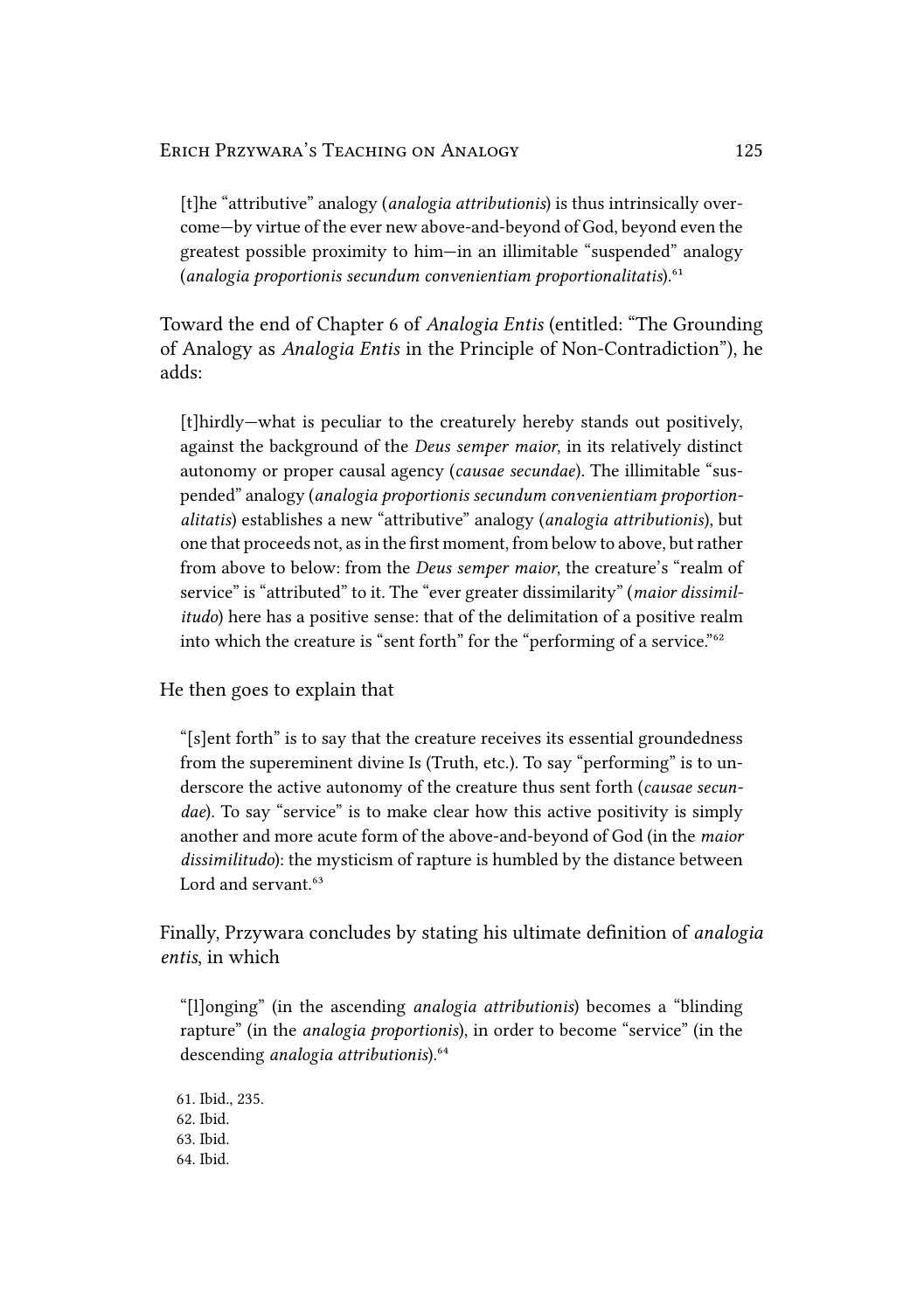> [t]he "attributive" analogy (*analogia attributionis*) is thus intrinsically overcome—by virtue of the ever new above-and-beyond of God, beyond even the greatest possible proximity to him—in an illimitable "suspended" analogy (*analogia proportionis secundum convenientiam proportionalitatis*).[61]

Toward the end of Chapter 6 of *Analogia Entis* (entitled: "The Grounding of Analogy as *Analogia Entis* in the Principle of Non-Contradiction"), he adds:

> [t]hirdly—what is peculiar to the creaturely hereby stands out positively, against the background of the *Deus semper maior*, in its relatively distinct autonomy or proper causal agency (*causae secundae*). The illimitable "suspended" analogy (*analogia proportionis secundum convenientiam proportionalitatis*) establishes a new "attributive" analogy (*analogia attributionis*), but one that proceeds not, as in the first moment, from below to above, but rather from above to below: from the *Deus semper maior*, the creature's "realm of service" is "attributed" to it. The "ever greater dissimilarity" (*maior dissimilitudo*) here has a positive sense: that of the delimitation of a positive realm into which the creature is "sent forth" for the "performing of a service."[62]

He then goes to explain that

> "[s]ent forth" is to say that the creature receives its essential groundedness from the supereminent divine Is (Truth, etc.). To say "performing" is to underscore the active autonomy of the creature thus sent forth (*causae secundae*). To say "service" is to make clear how this active positivity is simply another and more acute form of the above-and-beyond of God (in the *maior dissimilitudo*): the mysticism of rapture is humbled by the distance between Lord and servant.[63]

Finally, Przywara concludes by stating his ultimate definition of *analogia entis*, in which

> "[l]onging" (in the ascending *analogia attributionis*) becomes a "blinding rapture" (in the *analogia proportionis*), in order to become "service" (in the descending *analogia attributionis*).[64]

61. Ibid., 235.
62. Ibid.
63. Ibid.
64. Ibid.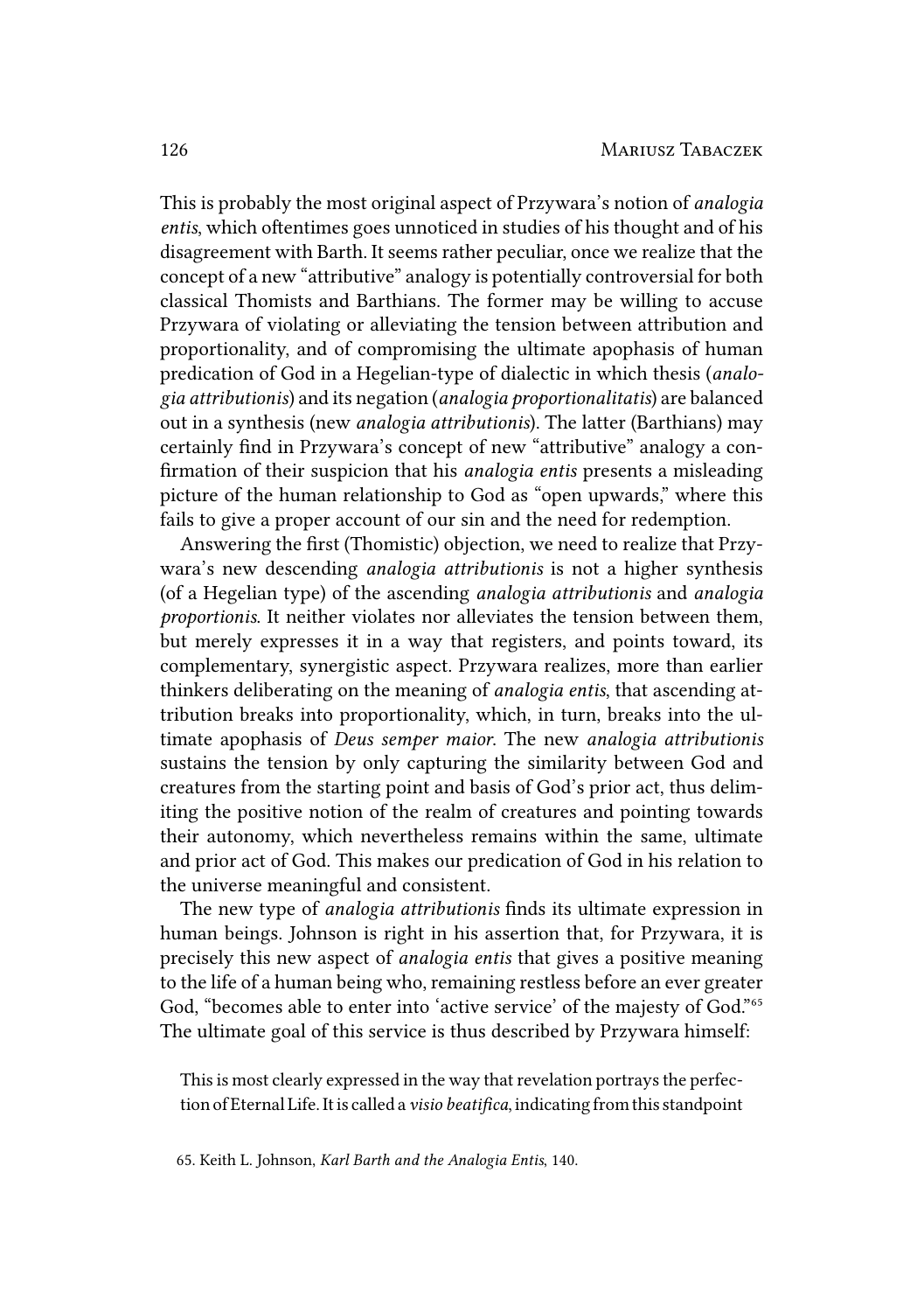This is probably the most original aspect of Przywara's notion of *analogia entis*, which oftentimes goes unnoticed in studies of his thought and of his disagreement with Barth. It seems rather peculiar, once we realize that the concept of a new "attributive" analogy is potentially controversial for both classical Thomists and Barthians. The former may be willing to accuse Przywara of violating or alleviating the tension between attribution and proportionality, and of compromising the ultimate apophasis of human predication of God in a Hegelian-type of dialectic in which thesis (*analogia attributionis*) and its negation (*analogia proportionalitatis*) are balanced out in a synthesis (new *analogia attributionis*). The latter (Barthians) may certainly find in Przywara's concept of new "attributive" analogy a confirmation of their suspicion that his *analogia entis* presents a misleading picture of the human relationship to God as "open upwards," where this fails to give a proper account of our sin and the need for redemption.

Answering the first (Thomistic) objection, we need to realize that Przywara's new descending *analogia attributionis* is not a higher synthesis (of a Hegelian type) of the ascending *analogia attributionis* and *analogia proportionis*. It neither violates nor alleviates the tension between them, but merely expresses it in a way that registers, and points toward, its complementary, synergistic aspect. Przywara realizes, more than earlier thinkers deliberating on the meaning of *analogia entis*, that ascending attribution breaks into proportionality, which, in turn, breaks into the ultimate apophasis of *Deus semper maior*. The new *analogia attributionis* sustains the tension by only capturing the similarity between God and creatures from the starting point and basis of God's prior act, thus delimiting the positive notion of the realm of creatures and pointing towards their autonomy, which nevertheless remains within the same, ultimate and prior act of God. This makes our predication of God in his relation to the universe meaningful and consistent.

The new type of *analogia attributionis* finds its ultimate expression in human beings. Johnson is right in his assertion that, for Przywara, it is precisely this new aspect of *analogia entis* that gives a positive meaning to the life of a human being who, remaining restless before an ever greater God, "becomes able to enter into 'active service' of the majesty of God."[65] The ultimate goal of this service is thus described by Przywara himself:

> This is most clearly expressed in the way that revelation portrays the perfection of Eternal Life. It is called a *visio beatifica*, indicating from this standpoint

65. Keith L. Johnson, *Karl Barth and the Analogia Entis*, 140.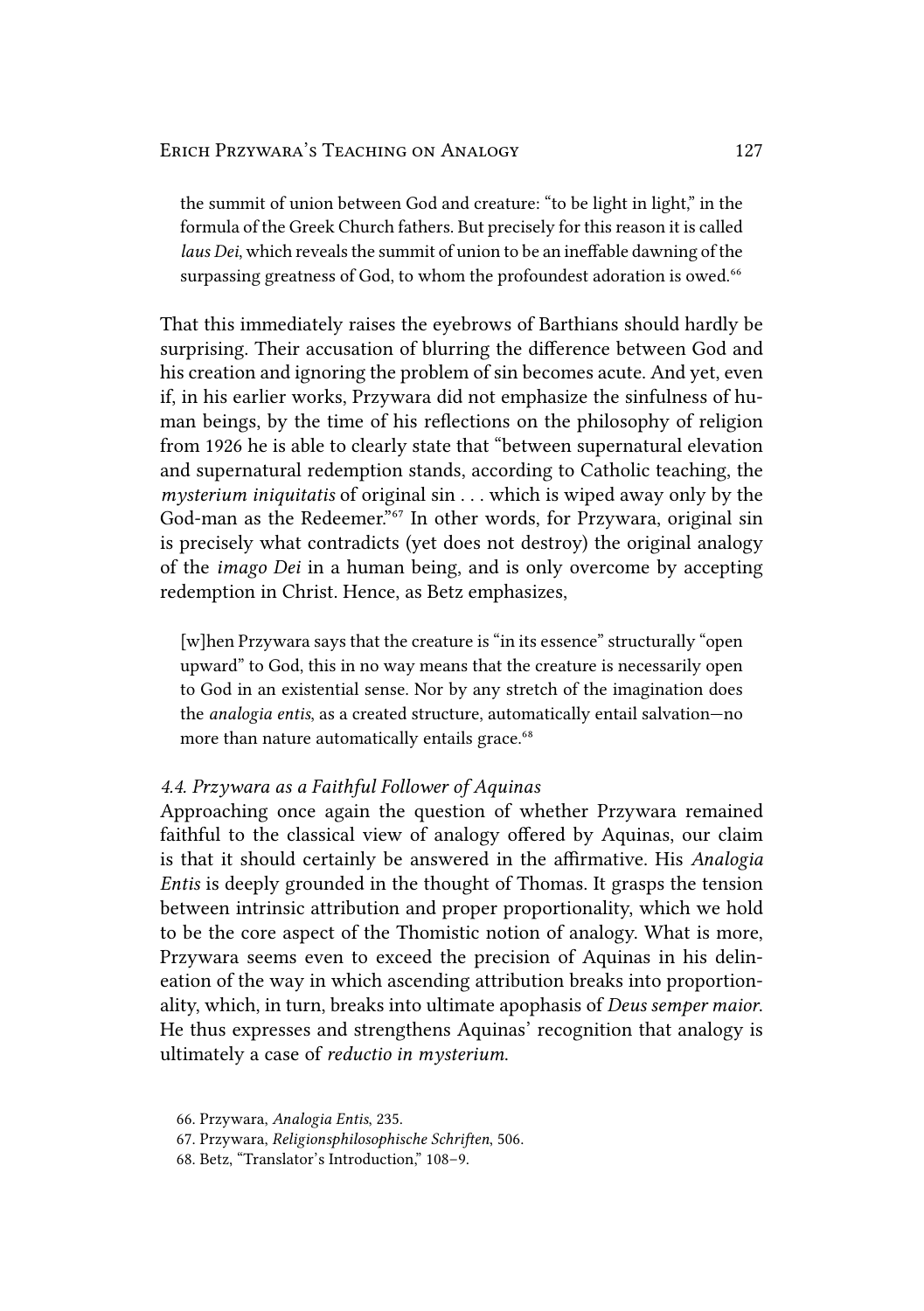> the summit of union between God and creature: "to be light in light," in the formula of the Greek Church fathers. But precisely for this reason it is called *laus Dei*, which reveals the summit of union to be an ineffable dawning of the surpassing greatness of God, to whom the profoundest adoration is owed.[66]

That this immediately raises the eyebrows of Barthians should hardly be surprising. Their accusation of blurring the difference between God and his creation and ignoring the problem of sin becomes acute. And yet, even if, in his earlier works, Przywara did not emphasize the sinfulness of human beings, by the time of his reflections on the philosophy of religion from 1926 he is able to clearly state that "between supernatural elevation and supernatural redemption stands, according to Catholic teaching, the *mysterium iniquitatis* of original sin . . . which is wiped away only by the God-man as the Redeemer."[67] In other words, for Przywara, original sin is precisely what contradicts (yet does not destroy) the original analogy of the *imago Dei* in a human being, and is only overcome by accepting redemption in Christ. Hence, as Betz emphasizes,

> [w]hen Przywara says that the creature is "in its essence" structurally "open upward" to God, this in no way means that the creature is necessarily open to God in an existential sense. Nor by any stretch of the imagination does the *analogia entis*, as a created structure, automatically entail salvation—no more than nature automatically entails grace.[68]

### *4.4. Przywara as a Faithful Follower of Aquinas*

Approaching once again the question of whether Przywara remained faithful to the classical view of analogy offered by Aquinas, our claim is that it should certainly be answered in the affirmative. His *Analogia Entis* is deeply grounded in the thought of Thomas. It grasps the tension between intrinsic attribution and proper proportionality, which we hold to be the core aspect of the Thomistic notion of analogy. What is more, Przywara seems even to exceed the precision of Aquinas in his delineation of the way in which ascending attribution breaks into proportionality, which, in turn, breaks into ultimate apophasis of *Deus semper maior*. He thus expresses and strengthens Aquinas' recognition that analogy is ultimately a case of *reductio in mysterium*.

66. Przywara, *Analogia Entis*, 235.

67. Przywara, *Religionsphilosophische Schriften*, 506.

68. Betz, "Translator's Introduction," 108–9.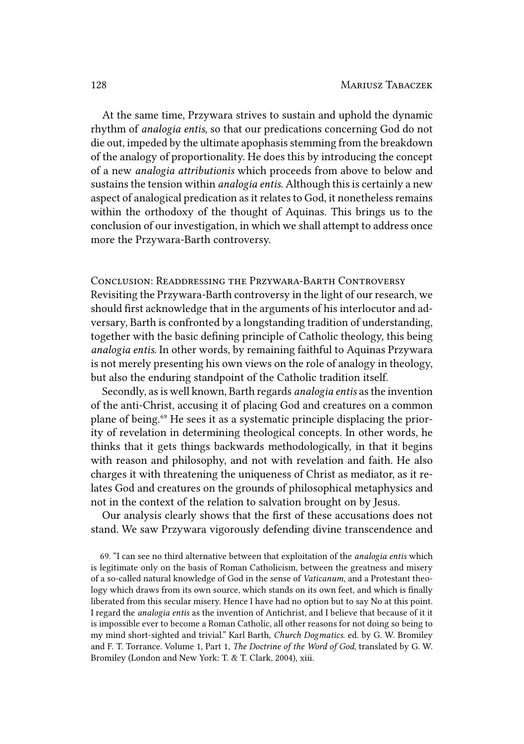At the same time, Przywara strives to sustain and uphold the dynamic rhythm of *analogia entis*, so that our predications concerning God do not die out, impeded by the ultimate apophasis stemming from the breakdown of the analogy of proportionality. He does this by introducing the concept of a new *analogia attributionis* which proceeds from above to below and sustains the tension within *analogia entis*. Although this is certainly a new aspect of analogical predication as it relates to God, it nonetheless remains within the orthodoxy of the thought of Aquinas. This brings us to the conclusion of our investigation, in which we shall attempt to address once more the Przywara-Barth controversy.

## Conclusion: Readdressing the Przywara-Barth Controversy

Revisiting the Przywara-Barth controversy in the light of our research, we should first acknowledge that in the arguments of his interlocutor and adversary, Barth is confronted by a longstanding tradition of understanding, together with the basic defining principle of Catholic theology, this being *analogia entis*. In other words, by remaining faithful to Aquinas Przywara is not merely presenting his own views on the role of analogy in theology, but also the enduring standpoint of the Catholic tradition itself.

Secondly, as is well known, Barth regards *analogia entis* as the invention of the anti-Christ, accusing it of placing God and creatures on a common plane of being.[69] He sees it as a systematic principle displacing the priority of revelation in determining theological concepts. In other words, he thinks that it gets things backwards methodologically, in that it begins with reason and philosophy, and not with revelation and faith. He also charges it with threatening the uniqueness of Christ as mediator, as it relates God and creatures on the grounds of philosophical metaphysics and not in the context of the relation to salvation brought on by Jesus.

Our analysis clearly shows that the first of these accusations does not stand. We saw Przywara vigorously defending divine transcendence and

69. "I can see no third alternative between that exploitation of the *analogia entis* which is legitimate only on the basis of Roman Catholicism, between the greatness and misery of a so-called natural knowledge of God in the sense of *Vaticanum*, and a Protestant theology which draws from its own source, which stands on its own feet, and which is finally liberated from this secular misery. Hence I have had no option but to say No at this point. I regard the *analogia entis* as the invention of Antichrist, and I believe that because of it it is impossible ever to become a Roman Catholic, all other reasons for not doing so being to my mind short-sighted and trivial." Karl Barth, *Church Dogmatics*. ed. by G. W. Bromiley and F. T. Torrance. Volume 1, Part 1, *The Doctrine of the Word of God*, translated by G. W. Bromiley (London and New York: T. & T. Clark, 2004), xiii.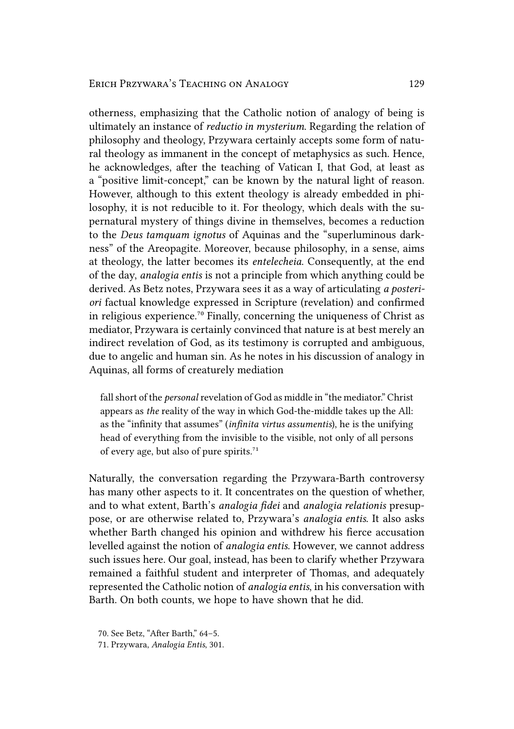otherness, emphasizing that the Catholic notion of analogy of being is ultimately an instance of *reductio in mysterium*. Regarding the relation of philosophy and theology, Przywara certainly accepts some form of natural theology as immanent in the concept of metaphysics as such. Hence, he acknowledges, after the teaching of Vatican I, that God, at least as a "positive limit-concept," can be known by the natural light of reason. However, although to this extent theology is already embedded in philosophy, it is not reducible to it. For theology, which deals with the supernatural mystery of things divine in themselves, becomes a reduction to the *Deus tamquam ignotus* of Aquinas and the "superluminous darkness" of the Areopagite. Moreover, because philosophy, in a sense, aims at theology, the latter becomes its *entelecheia*. Consequently, at the end of the day, *analogia entis* is not a principle from which anything could be derived. As Betz notes, Przywara sees it as a way of articulating *a posteriori* factual knowledge expressed in Scripture (revelation) and confirmed in religious experience.[70] Finally, concerning the uniqueness of Christ as mediator, Przywara is certainly convinced that nature is at best merely an indirect revelation of God, as its testimony is corrupted and ambiguous, due to angelic and human sin. As he notes in his discussion of analogy in Aquinas, all forms of creaturely mediation

> fall short of the *personal* revelation of God as middle in "the mediator." Christ appears as *the* reality of the way in which God-the-middle takes up the All: as the "infinity that assumes" (*infinita virtus assumentis*), he is the unifying head of everything from the invisible to the visible, not only of all persons of every age, but also of pure spirits.[71]

Naturally, the conversation regarding the Przywara-Barth controversy has many other aspects to it. It concentrates on the question of whether, and to what extent, Barth's *analogia fidei* and *analogia relationis* presuppose, or are otherwise related to, Przywara's *analogia entis*. It also asks whether Barth changed his opinion and withdrew his fierce accusation levelled against the notion of *analogia entis*. However, we cannot address such issues here. Our goal, instead, has been to clarify whether Przywara remained a faithful student and interpreter of Thomas, and adequately represented the Catholic notion of *analogia entis*, in his conversation with Barth. On both counts, we hope to have shown that he did.

70. See Betz, "After Barth," 64–5.

71. Przywara, *Analogia Entis*, 301.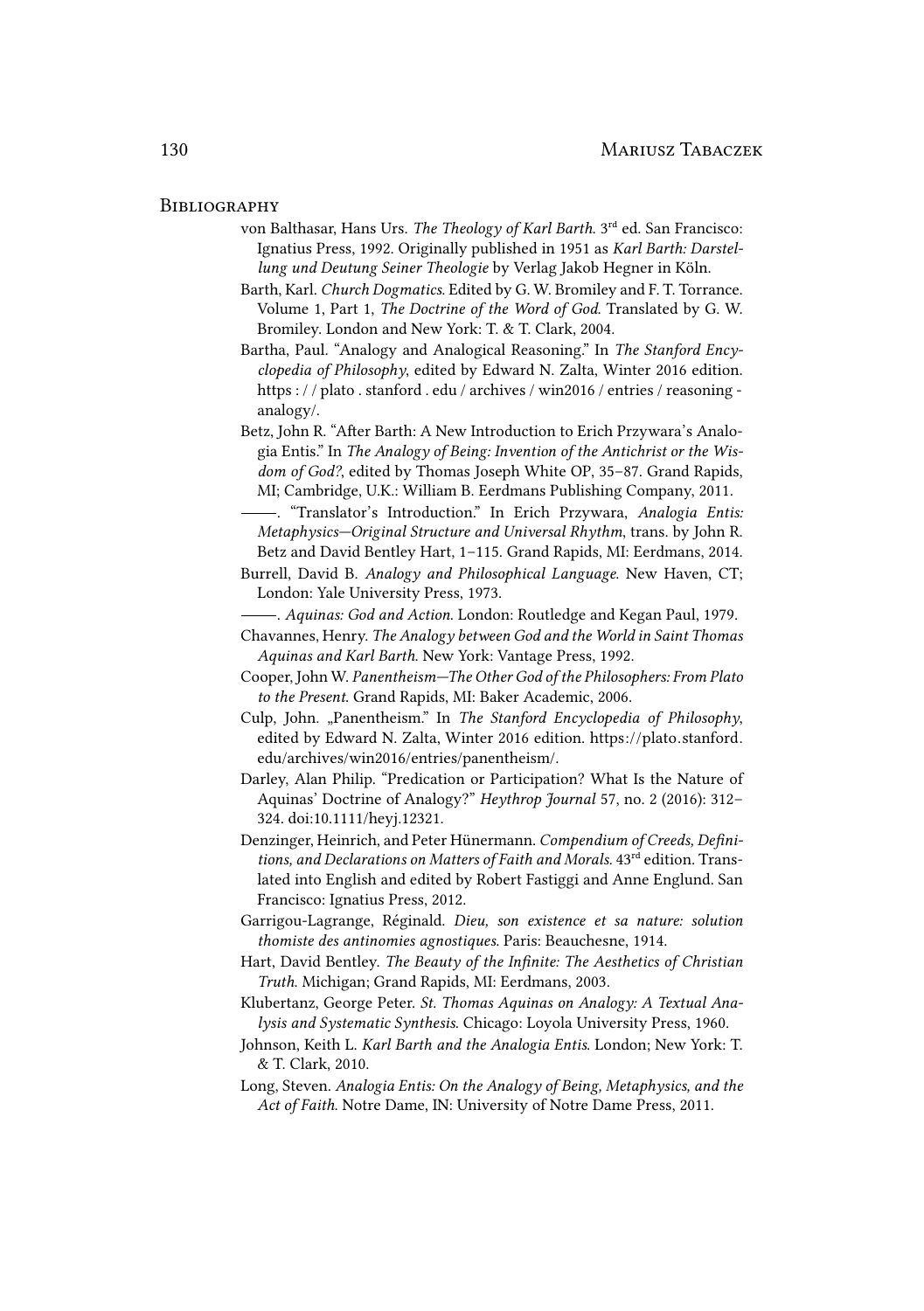## Bibliography

von Balthasar, Hans Urs. *The Theology of Karl Barth.* 3rd ed. San Francisco: Ignatius Press, 1992. Originally published in 1951 as *Karl Barth: Darstellung und Deutung Seiner Theologie* by Verlag Jakob Hegner in Köln.

Barth, Karl. *Church Dogmatics.* Edited by G. W. Bromiley and F. T. Torrance. Volume 1, Part 1, *The Doctrine of the Word of God.* Translated by G. W. Bromiley. London and New York: T. & T. Clark, 2004.

Bartha, Paul. "Analogy and Analogical Reasoning." In *The Stanford Encyclopedia of Philosophy*, edited by Edward N. Zalta, Winter 2016 edition. https://plato.stanford.edu/archives/win2016/entries/reasoning-analogy/.

Betz, John R. "After Barth: A New Introduction to Erich Przywara's Analogia Entis." In *The Analogy of Being: Invention of the Antichrist or the Wisdom of God?*, edited by Thomas Joseph White OP, 35–87. Grand Rapids, MI; Cambridge, U.K.: William B. Eerdmans Publishing Company, 2011.

———. "Translator's Introduction." In Erich Przywara, *Analogia Entis: Metaphysics—Original Structure and Universal Rhythm*, trans. by John R. Betz and David Bentley Hart, 1–115. Grand Rapids, MI: Eerdmans, 2014.

Burrell, David B. *Analogy and Philosophical Language.* New Haven, CT; London: Yale University Press, 1973.

———. *Aquinas: God and Action.* London: Routledge and Kegan Paul, 1979.

Chavannes, Henry. *The Analogy between God and the World in Saint Thomas Aquinas and Karl Barth.* New York: Vantage Press, 1992.

Cooper, John W. *Panentheism—The Other God of the Philosophers: From Plato to the Present.* Grand Rapids, MI: Baker Academic, 2006.

Culp, John. „Panentheism." In *The Stanford Encyclopedia of Philosophy*, edited by Edward N. Zalta, Winter 2016 edition. https://plato.stanford.edu/archives/win2016/entries/panentheism/.

Darley, Alan Philip. "Predication or Participation? What Is the Nature of Aquinas' Doctrine of Analogy?" *Heythrop Journal* 57, no. 2 (2016): 312–324. doi:10.1111/heyj.12321.

Denzinger, Heinrich, and Peter Hünermann. *Compendium of Creeds, Definitions, and Declarations on Matters of Faith and Morals.* 43rd edition. Translated into English and edited by Robert Fastiggi and Anne Englund. San Francisco: Ignatius Press, 2012.

Garrigou-Lagrange, Réginald. *Dieu, son existence et sa nature: solution thomiste des antinomies agnostiques.* Paris: Beauchesne, 1914.

Hart, David Bentley. *The Beauty of the Infinite: The Aesthetics of Christian Truth.* Michigan; Grand Rapids, MI: Eerdmans, 2003.

Klubertanz, George Peter. *St. Thomas Aquinas on Analogy: A Textual Analysis and Systematic Synthesis.* Chicago: Loyola University Press, 1960.

Johnson, Keith L. *Karl Barth and the Analogia Entis.* London; New York: T. & T. Clark, 2010.

Long, Steven. *Analogia Entis: On the Analogy of Being, Metaphysics, and the Act of Faith.* Notre Dame, IN: University of Notre Dame Press, 2011.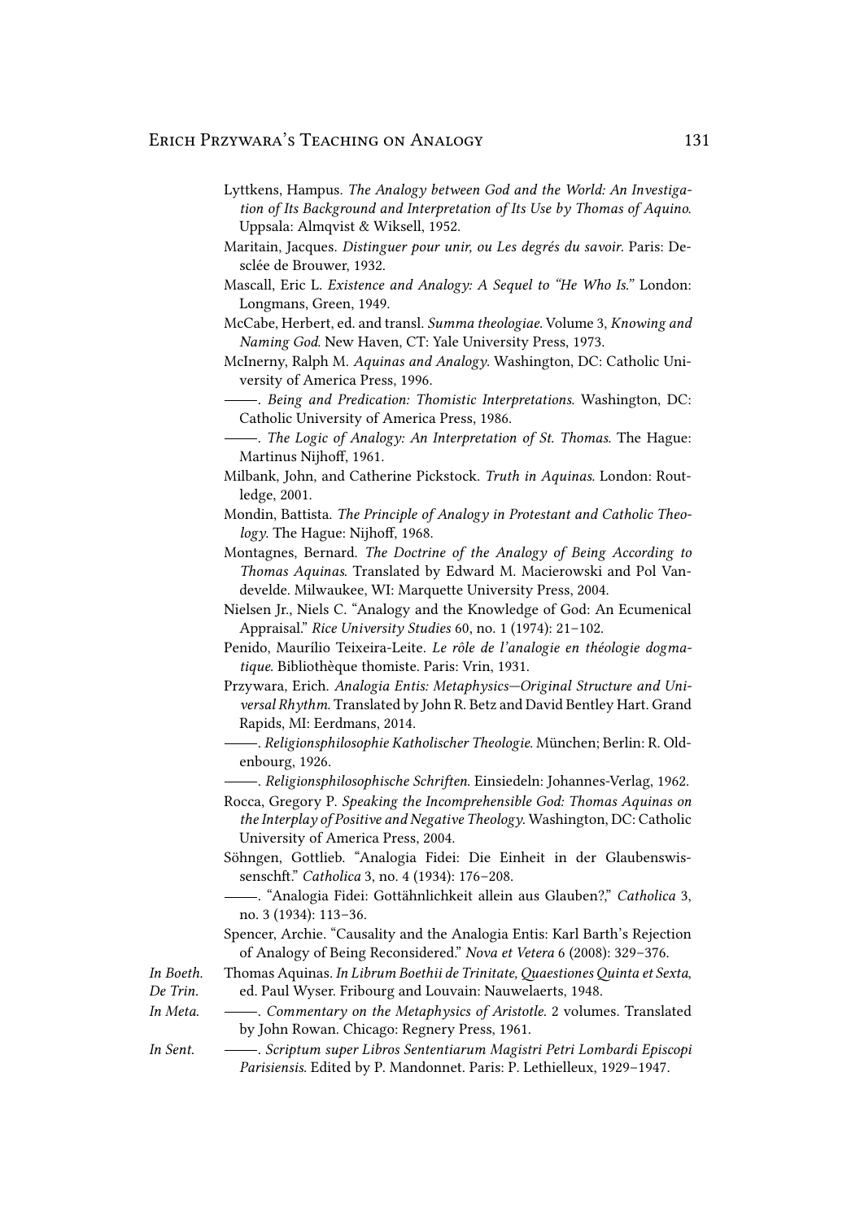Lyttkens, Hampus. *The Analogy between God and the World: An Investigation of Its Background and Interpretation of Its Use by Thomas of Aquino.* Uppsala: Almqvist & Wiksell, 1952.

Maritain, Jacques. *Distinguer pour unir, ou Les degrés du savoir.* Paris: Desclée de Brouwer, 1932.

Mascall, Eric L. *Existence and Analogy: A Sequel to "He Who Is."* London: Longmans, Green, 1949.

McCabe, Herbert, ed. and transl. *Summa theologiae.* Volume 3, *Knowing and Naming God.* New Haven, CT: Yale University Press, 1973.

McInerny, Ralph M. *Aquinas and Analogy.* Washington, DC: Catholic University of America Press, 1996.

——. *Being and Predication: Thomistic Interpretations.* Washington, DC: Catholic University of America Press, 1986.

——. *The Logic of Analogy: An Interpretation of St. Thomas.* The Hague: Martinus Nijhoff, 1961.

Milbank, John, and Catherine Pickstock. *Truth in Aquinas.* London: Routledge, 2001.

Mondin, Battista. *The Principle of Analogy in Protestant and Catholic Theology.* The Hague: Nijhoff, 1968.

Montagnes, Bernard. *The Doctrine of the Analogy of Being According to Thomas Aquinas.* Translated by Edward M. Macierowski and Pol Vandevelde. Milwaukee, WI: Marquette University Press, 2004.

Nielsen Jr., Niels C. "Analogy and the Knowledge of God: An Ecumenical Appraisal." *Rice University Studies* 60, no. 1 (1974): 21–102.

Penido, Maurílio Teixeira-Leite. *Le rôle de l'analogie en théologie dogmatique.* Bibliothèque thomiste. Paris: Vrin, 1931.

Przywara, Erich. *Analogia Entis: Metaphysics—Original Structure and Universal Rhythm.* Translated by John R. Betz and David Bentley Hart. Grand Rapids, MI: Eerdmans, 2014.

——. *Religionsphilosophie Katholischer Theologie.* München; Berlin: R. Oldenbourg, 1926.

——. *Religionsphilosophische Schriften.* Einsiedeln: Johannes-Verlag, 1962.

Rocca, Gregory P. *Speaking the Incomprehensible God: Thomas Aquinas on the Interplay of Positive and Negative Theology.* Washington, DC: Catholic University of America Press, 2004.

Söhngen, Gottlieb. "Analogia Fidei: Die Einheit in der Glaubenswissenschft." *Catholica* 3, no. 4 (1934): 176–208.

——. "Analogia Fidei: Gottähnlichkeit allein aus Glauben?," *Catholica* 3, no. 3 (1934): 113–36.

Spencer, Archie. "Causality and the Analogia Entis: Karl Barth's Rejection of Analogy of Being Reconsidered." *Nova et Vetera* 6 (2008): 329–376.

*In Boeth. De Trin.* Thomas Aquinas. *In Librum Boethii de Trinitate, Quaestiones Quinta et Sexta*, ed. Paul Wyser. Fribourg and Louvain: Nauwelaerts, 1948.

*In Meta.* ——. *Commentary on the Metaphysics of Aristotle.* 2 volumes. Translated by John Rowan. Chicago: Regnery Press, 1961.

*In Sent.* ——. *Scriptum super Libros Sententiarum Magistri Petri Lombardi Episcopi Parisiensis.* Edited by P. Mandonnet. Paris: P. Lethielleux, 1929–1947.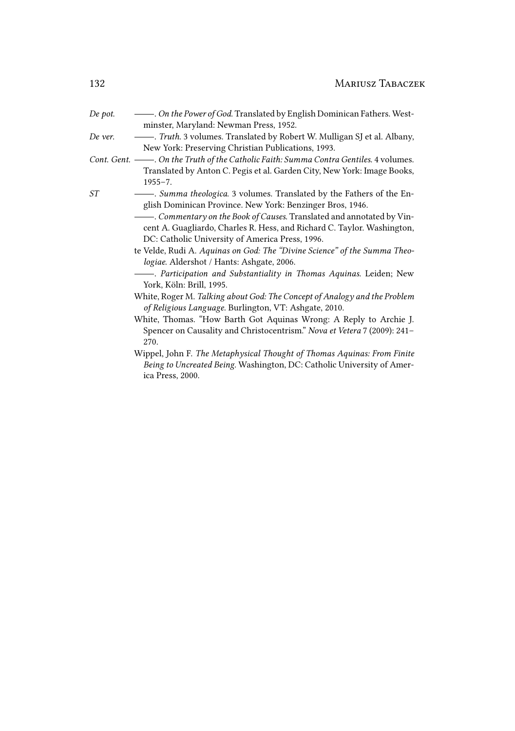*De pot.* ——. *On the Power of God.* Translated by English Dominican Fathers. Westminster, Maryland: Newman Press, 1952.

*De ver.* ——. *Truth.* 3 volumes. Translated by Robert W. Mulligan SJ et al. Albany, New York: Preserving Christian Publications, 1993.

*Cont. Gent.* ——. *On the Truth of the Catholic Faith: Summa Contra Gentiles.* 4 volumes. Translated by Anton C. Pegis et al. Garden City, New York: Image Books, 1955–7.

*ST* ——. *Summa theologica.* 3 volumes. Translated by the Fathers of the English Dominican Province. New York: Benzinger Bros, 1946.

——. *Commentary on the Book of Causes.* Translated and annotated by Vincent A. Guagliardo, Charles R. Hess, and Richard C. Taylor. Washington, DC: Catholic University of America Press, 1996.

te Velde, Rudi A. *Aquinas on God: The "Divine Science" of the Summa Theologiae.* Aldershot / Hants: Ashgate, 2006.

——. *Participation and Substantiality in Thomas Aquinas.* Leiden; New York, Köln: Brill, 1995.

White, Roger M. *Talking about God: The Concept of Analogy and the Problem of Religious Language.* Burlington, VT: Ashgate, 2010.

White, Thomas. "How Barth Got Aquinas Wrong: A Reply to Archie J. Spencer on Causality and Christocentrism." *Nova et Vetera* 7 (2009): 241–270.

Wippel, John F. *The Metaphysical Thought of Thomas Aquinas: From Finite Being to Uncreated Being.* Washington, DC: Catholic University of America Press, 2000.